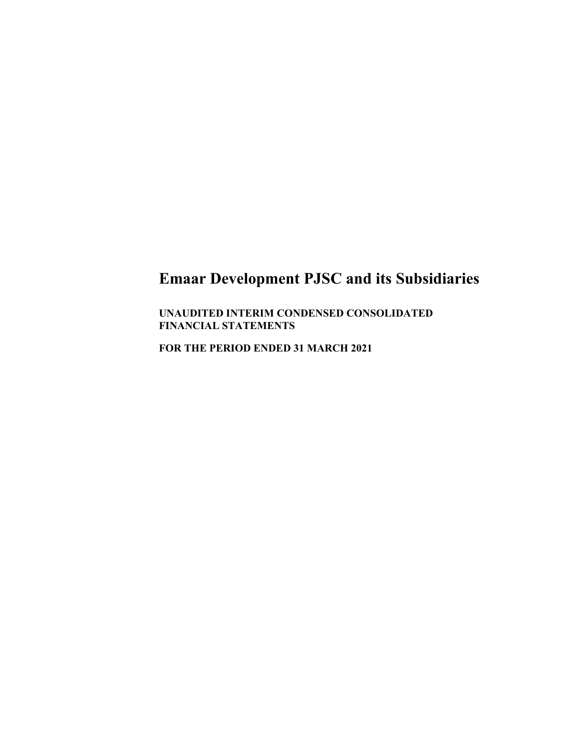# Emaar Development PJSC and its Subsidiaries

**UNAUDITED INTERIM CONDENSED CONSOLIDATED FINANCIAL STATEMENTS**

**FOR THE PERIOD ENDED 31 MARCH 2021**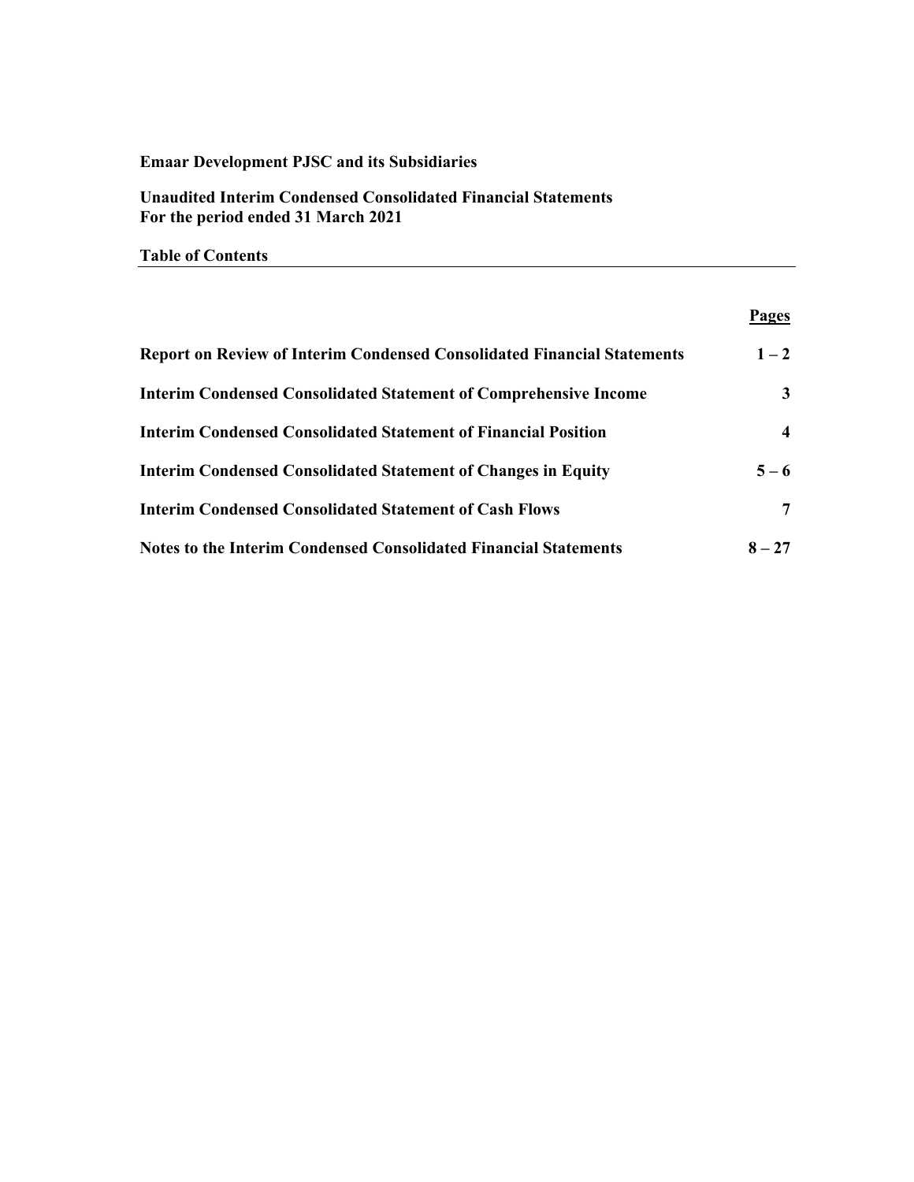**Emaar Development PJSC and its Subsidiaries**

**Unaudited Interim Condensed Consolidated Financial Statements**
**For the period ended 31 March 2021**

**Table of Contents**

| | **Pages** |
|---|---|
| **Report on Review of Interim Condensed Consolidated Financial Statements** | **1 – 2** |
| **Interim Condensed Consolidated Statement of Comprehensive Income** | **3** |
| **Interim Condensed Consolidated Statement of Financial Position** | **4** |
| **Interim Condensed Consolidated Statement of Changes in Equity** | **5 – 6** |
| **Interim Condensed Consolidated Statement of Cash Flows** | **7** |
| **Notes to the Interim Condensed Consolidated Financial Statements** | **8 – 27** |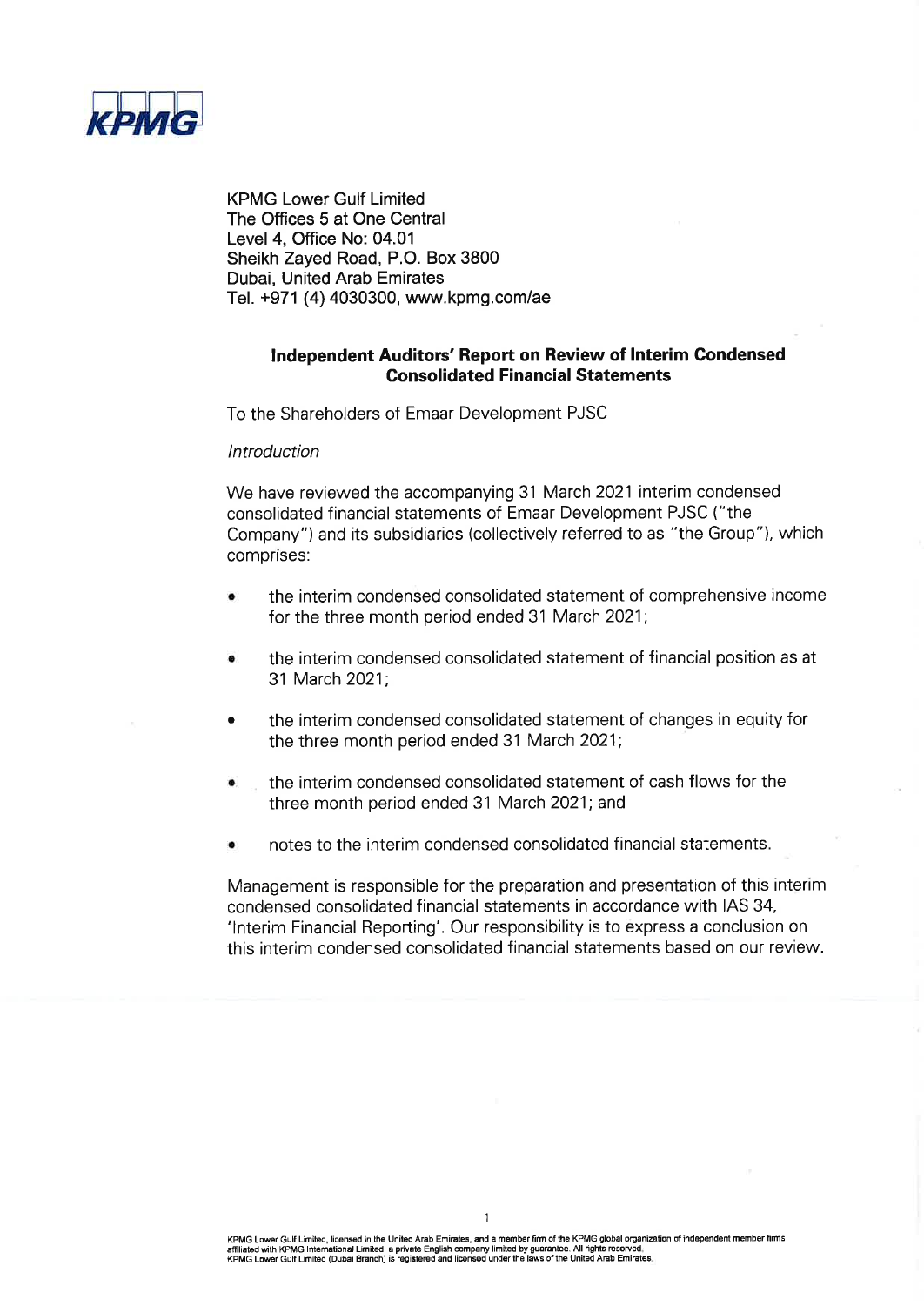KPMG Lower Gulf Limited
The Offices 5 at One Central
Level 4, Office No: 04.01
Sheikh Zayed Road, P.O. Box 3800
Dubai, United Arab Emirates
Tel. +971 (4) 4030300, www.kpmg.com/ae

## Independent Auditors' Report on Review of Interim Condensed Consolidated Financial Statements

To the Shareholders of Emaar Development PJSC

*Introduction*

We have reviewed the accompanying 31 March 2021 interim condensed consolidated financial statements of Emaar Development PJSC ("the Company") and its subsidiaries (collectively referred to as "the Group"), which comprises:

- the interim condensed consolidated statement of comprehensive income for the three month period ended 31 March 2021;
- the interim condensed consolidated statement of financial position as at 31 March 2021;
- the interim condensed consolidated statement of changes in equity for the three month period ended 31 March 2021;
- the interim condensed consolidated statement of cash flows for the three month period ended 31 March 2021; and
- notes to the interim condensed consolidated financial statements.

Management is responsible for the preparation and presentation of this interim condensed consolidated financial statements in accordance with IAS 34, 'Interim Financial Reporting'. Our responsibility is to express a conclusion on this interim condensed consolidated financial statements based on our review.

KPMG Lower Gulf Limited, licensed in the United Arab Emirates, and a member firm of the KPMG global organization of independent member firms affiliated with KPMG International Limited, a private English company limited by guarantee. All rights reserved.
KPMG Lower Gulf Limited (Dubai Branch) is registered and licensed under the laws of the United Arab Emirates.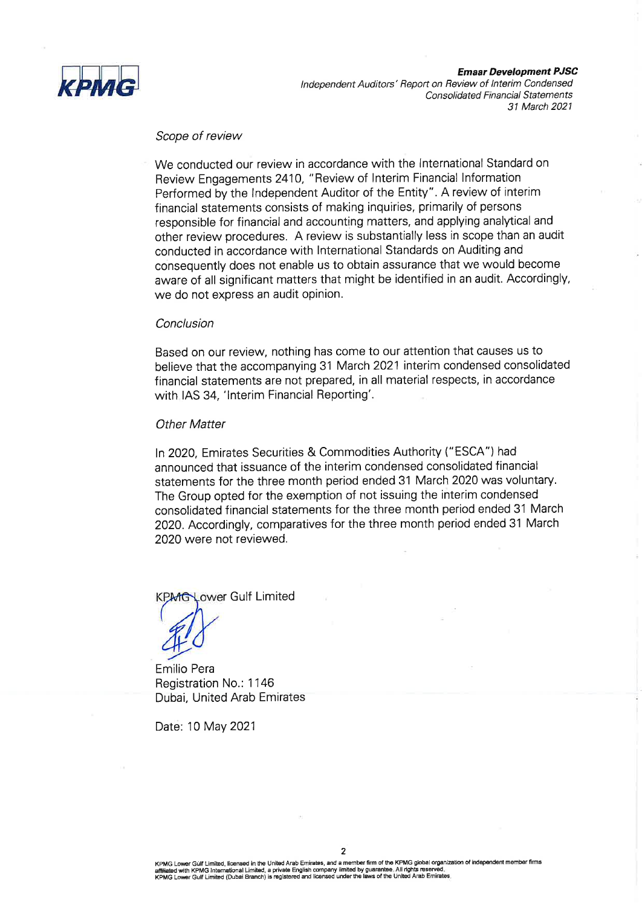*Scope of review*

We conducted our review in accordance with the International Standard on Review Engagements 2410, "Review of Interim Financial Information Performed by the Independent Auditor of the Entity". A review of interim financial statements consists of making inquiries, primarily of persons responsible for financial and accounting matters, and applying analytical and other review procedures. A review is substantially less in scope than an audit conducted in accordance with International Standards on Auditing and consequently does not enable us to obtain assurance that we would become aware of all significant matters that might be identified in an audit. Accordingly, we do not express an audit opinion.

*Conclusion*

Based on our review, nothing has come to our attention that causes us to believe that the accompanying 31 March 2021 interim condensed consolidated financial statements are not prepared, in all material respects, in accordance with IAS 34, 'Interim Financial Reporting'.

*Other Matter*

In 2020, Emirates Securities & Commodities Authority ("ESCA") had announced that issuance of the interim condensed consolidated financial statements for the three month period ended 31 March 2020 was voluntary. The Group opted for the exemption of not issuing the interim condensed consolidated financial statements for the three month period ended 31 March 2020. Accordingly, comparatives for the three month period ended 31 March 2020 were not reviewed.

KPMG Lower Gulf Limited

Emilio Pera
Registration No.: 1146
Dubai, United Arab Emirates

Date: 10 May 2021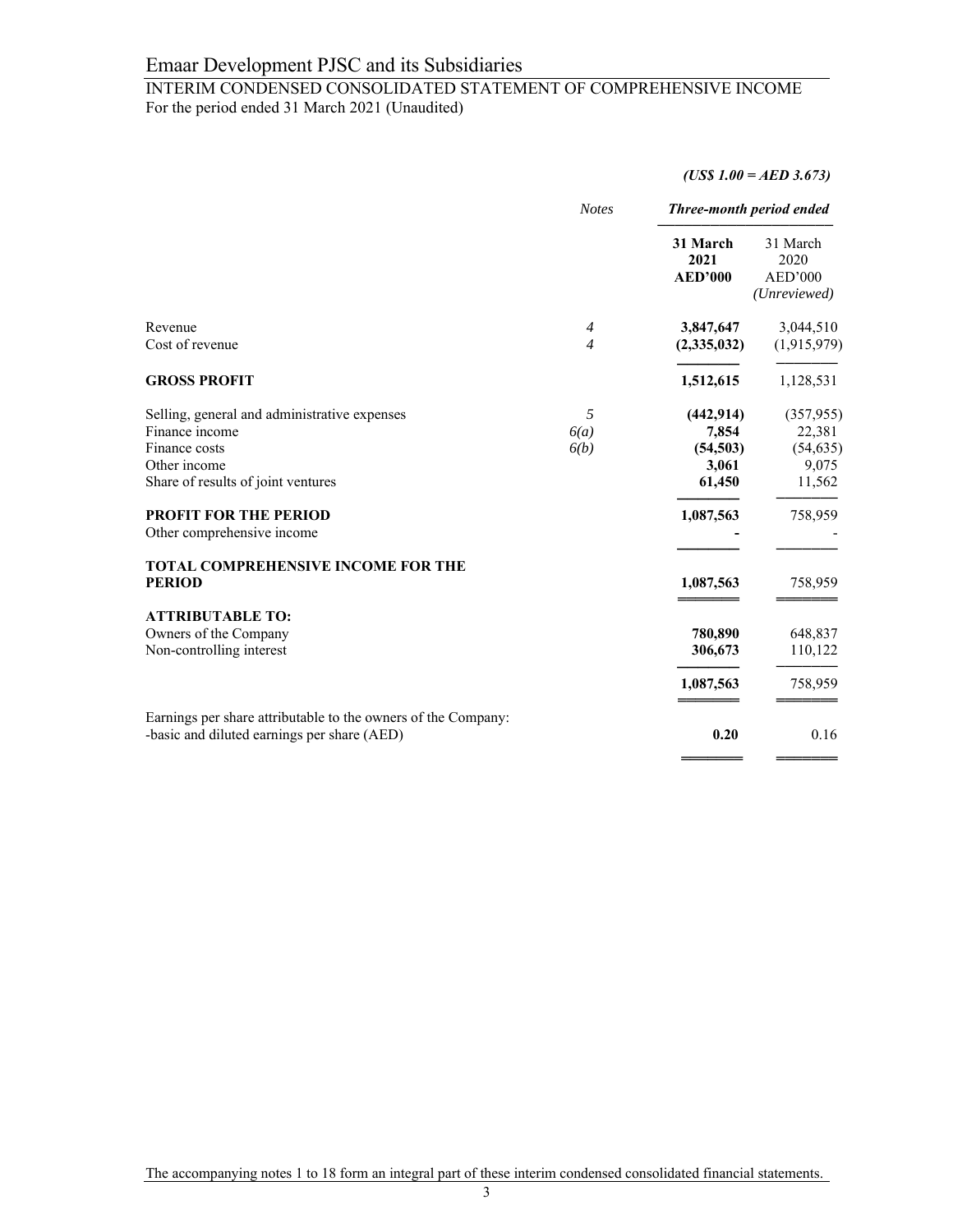# Emaar Development PJSC and its Subsidiaries

## INTERIM CONDENSED CONSOLIDATED STATEMENT OF COMPREHENSIVE INCOME

For the period ended 31 March 2021 (Unaudited)

***(US$ 1.00 = AED 3.673)***

| | *Notes* | ***Three-month period ended*** | |
|---|---|---|---|
| | | **31 March 2021 AED'000** | 31 March 2020 AED'000 *(Unreviewed)* |
| Revenue | *4* | **3,847,647** | 3,044,510 |
| Cost of revenue | *4* | **(2,335,032)** | (1,915,979) |
| **GROSS PROFIT** | | **1,512,615** | 1,128,531 |
| Selling, general and administrative expenses | *5* | **(442,914)** | (357,955) |
| Finance income | *6(a)* | **7,854** | 22,381 |
| Finance costs | *6(b)* | **(54,503)** | (54,635) |
| Other income | | **3,061** | 9,075 |
| Share of results of joint ventures | | **61,450** | 11,562 |
| **PROFIT FOR THE PERIOD** | | **1,087,563** | 758,959 |
| Other comprehensive income | | **-** | - |
| **TOTAL COMPREHENSIVE INCOME FOR THE PERIOD** | | **1,087,563** | 758,959 |
| **ATTRIBUTABLE TO:** | | | |
| Owners of the Company | | **780,890** | 648,837 |
| Non-controlling interest | | **306,673** | 110,122 |
| | | **1,087,563** | 758,959 |
| Earnings per share attributable to the owners of the Company: -basic and diluted earnings per share (AED) | | **0.20** | 0.16 |

The accompanying notes 1 to 18 form an integral part of these interim condensed consolidated financial statements.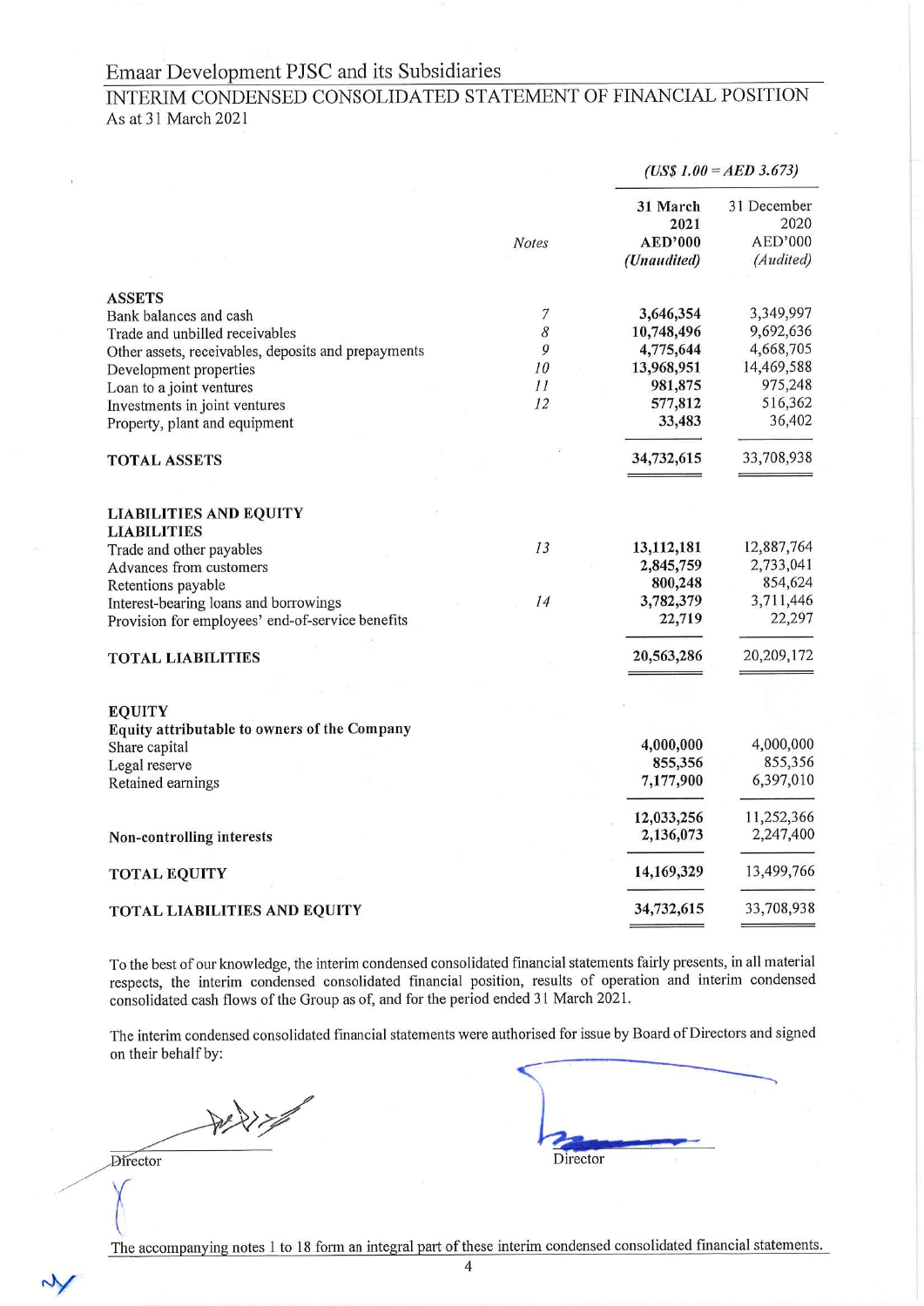# Emaar Development PJSC and its Subsidiaries

## INTERIM CONDENSED CONSOLIDATED STATEMENT OF FINANCIAL POSITION

As at 31 March 2021

| | Notes | 31 March 2021 AED'000 (Unaudited) | 31 December 2020 AED'000 (Audited) |
|---|---|---|---|
| | | *(US$ 1.00 = AED 3.673)* | |
| **ASSETS** | | | |
| Bank balances and cash | 7 | **3,646,354** | 3,349,997 |
| Trade and unbilled receivables | 8 | **10,748,496** | 9,692,636 |
| Other assets, receivables, deposits and prepayments | 9 | **4,775,644** | 4,668,705 |
| Development properties | 10 | **13,968,951** | 14,469,588 |
| Loan to a joint ventures | 11 | **981,875** | 975,248 |
| Investments in joint ventures | 12 | **577,812** | 516,362 |
| Property, plant and equipment | | **33,483** | 36,402 |
| **TOTAL ASSETS** | | **34,732,615** | 33,708,938 |
| **LIABILITIES AND EQUITY** | | | |
| **LIABILITIES** | | | |
| Trade and other payables | 13 | **13,112,181** | 12,887,764 |
| Advances from customers | | **2,845,759** | 2,733,041 |
| Retentions payable | | **800,248** | 854,624 |
| Interest-bearing loans and borrowings | 14 | **3,782,379** | 3,711,446 |
| Provision for employees' end-of-service benefits | | **22,719** | 22,297 |
| **TOTAL LIABILITIES** | | **20,563,286** | 20,209,172 |
| **EQUITY** | | | |
| **Equity attributable to owners of the Company** | | | |
| Share capital | | **4,000,000** | 4,000,000 |
| Legal reserve | | **855,356** | 855,356 |
| Retained earnings | | **7,177,900** | 6,397,010 |
| | | **12,033,256** | 11,252,366 |
| **Non-controlling interests** | | **2,136,073** | 2,247,400 |
| **TOTAL EQUITY** | | **14,169,329** | 13,499,766 |
| **TOTAL LIABILITIES AND EQUITY** | | **34,732,615** | 33,708,938 |

To the best of our knowledge, the interim condensed consolidated financial statements fairly presents, in all material respects, the interim condensed consolidated financial position, results of operation and interim condensed consolidated cash flows of the Group as of, and for the period ended 31 March 2021.

The interim condensed consolidated financial statements were authorised for issue by Board of Directors and signed on their behalf by:

Director

Director

The accompanying notes 1 to 18 form an integral part of these interim condensed consolidated financial statements.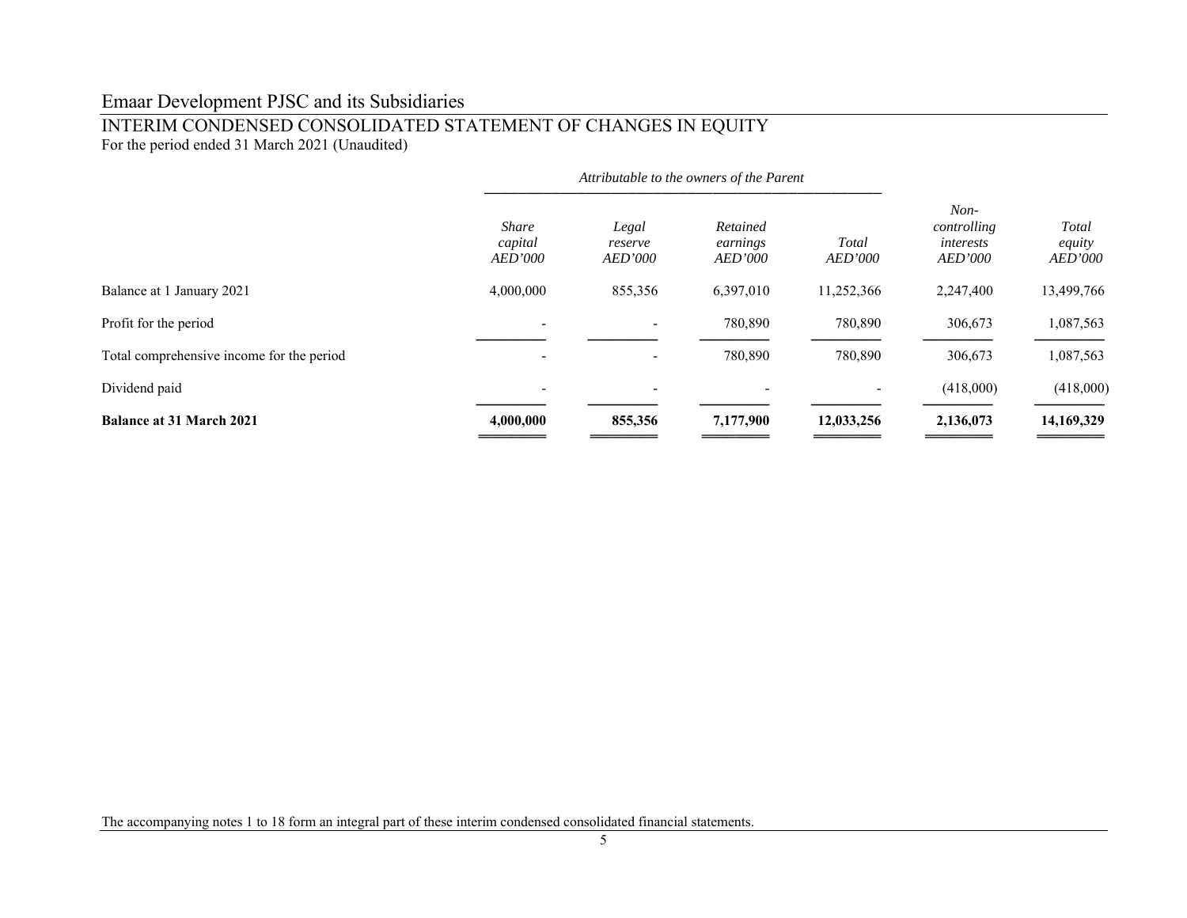# Emaar Development PJSC and its Subsidiaries

## INTERIM CONDENSED CONSOLIDATED STATEMENT OF CHANGES IN EQUITY

For the period ended 31 March 2021 (Unaudited)

| | *Attributable to the owners of the Parent* | | | | | |
|---|---|---|---|---|---|---|
| | *Share capital AED'000* | *Legal reserve AED'000* | *Retained earnings AED'000* | *Total AED'000* | *Non-controlling interests AED'000* | *Total equity AED'000* |
| Balance at 1 January 2021 | 4,000,000 | 855,356 | 6,397,010 | 11,252,366 | 2,247,400 | 13,499,766 |
| Profit for the period | - | - | 780,890 | 780,890 | 306,673 | 1,087,563 |
| Total comprehensive income for the period | - | - | 780,890 | 780,890 | 306,673 | 1,087,563 |
| Dividend paid | - | - | - | - | (418,000) | (418,000) |
| **Balance at 31 March 2021** | **4,000,000** | **855,356** | **7,177,900** | **12,033,256** | **2,136,073** | **14,169,329** |

The accompanying notes 1 to 18 form an integral part of these interim condensed consolidated financial statements.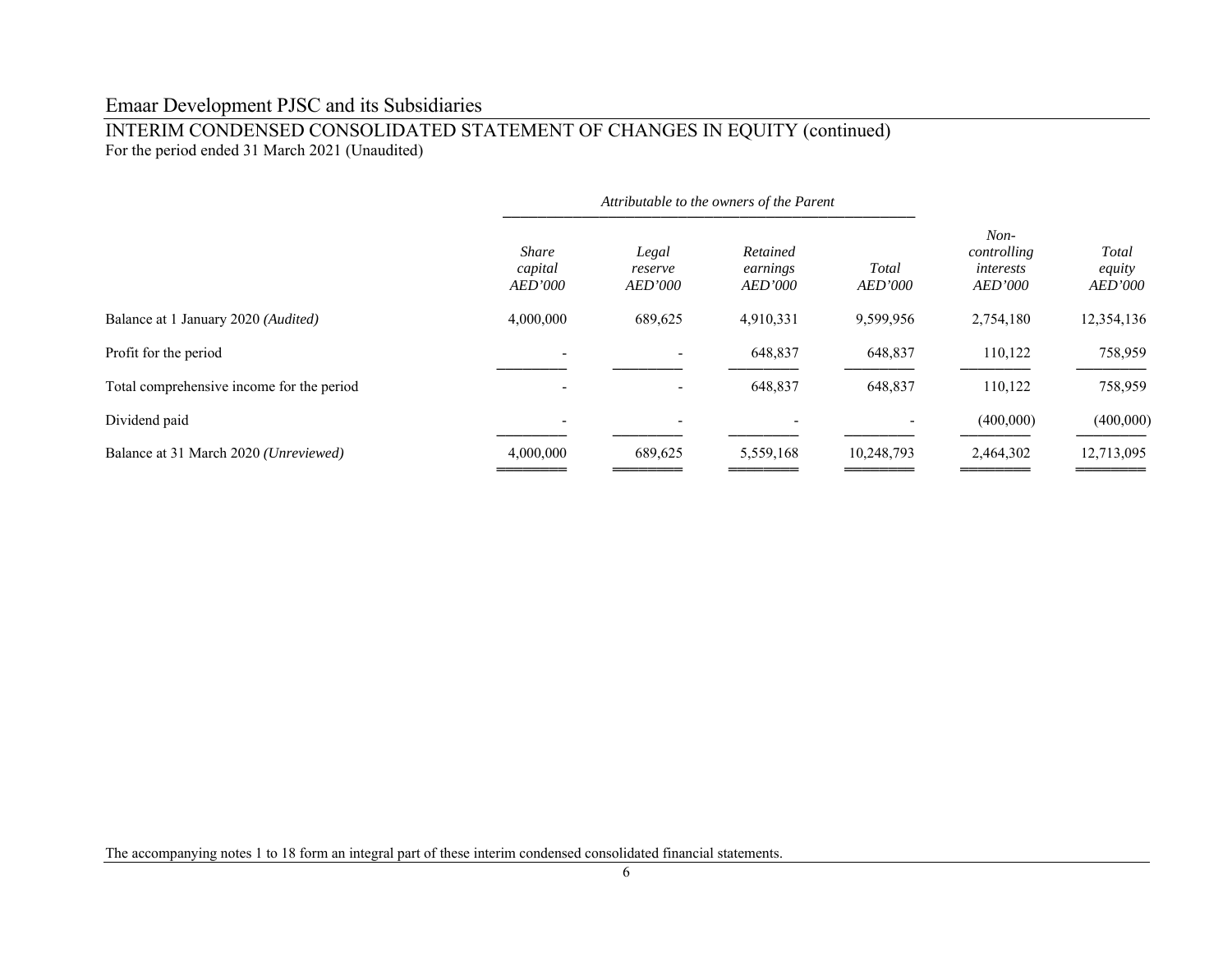# Emaar Development PJSC and its Subsidiaries

## INTERIM CONDENSED CONSOLIDATED STATEMENT OF CHANGES IN EQUITY (continued)

For the period ended 31 March 2021 (Unaudited)

| | *Attributable to the owners of the Parent* | | | | | |
|---|---|---|---|---|---|---|
| | *Share capital AED'000* | *Legal reserve AED'000* | *Retained earnings AED'000* | *Total AED'000* | *Non-controlling interests AED'000* | *Total equity AED'000* |
| Balance at 1 January 2020 *(Audited)* | 4,000,000 | 689,625 | 4,910,331 | 9,599,956 | 2,754,180 | 12,354,136 |
| Profit for the period | - | - | 648,837 | 648,837 | 110,122 | 758,959 |
| Total comprehensive income for the period | - | - | 648,837 | 648,837 | 110,122 | 758,959 |
| Dividend paid | - | - | - | - | (400,000) | (400,000) |
| Balance at 31 March 2020 *(Unreviewed)* | 4,000,000 | 689,625 | 5,559,168 | 10,248,793 | 2,464,302 | 12,713,095 |

The accompanying notes 1 to 18 form an integral part of these interim condensed consolidated financial statements.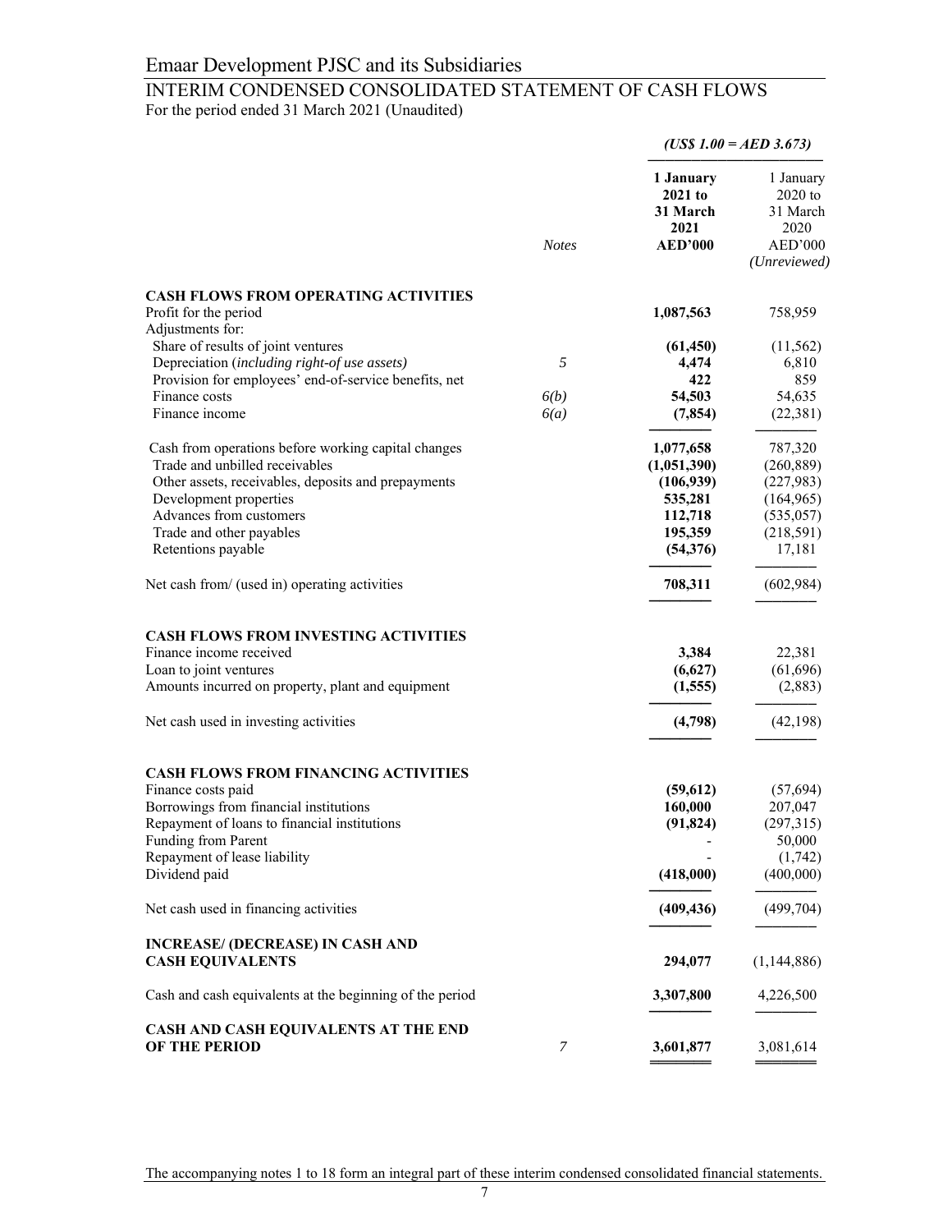# Emaar Development PJSC and its Subsidiaries

## INTERIM CONDENSED CONSOLIDATED STATEMENT OF CASH FLOWS

For the period ended 31 March 2021 (Unaudited)

| | Notes | *(US$ 1.00 = AED 3.673)* | |
|---|---|---|---|
| | | **1 January 2021 to 31 March 2021 AED'000** | 1 January 2020 to 31 March 2020 AED'000 *(Unreviewed)* |
| **CASH FLOWS FROM OPERATING ACTIVITIES** | | | |
| Profit for the period | | **1,087,563** | 758,959 |
| Adjustments for: | | | |
| Share of results of joint ventures | | **(61,450)** | (11,562) |
| Depreciation (*including right-of use assets)* | 5 | **4,474** | 6,810 |
| Provision for employees' end-of-service benefits, net | | **422** | 859 |
| Finance costs | *6(b)* | **54,503** | 54,635 |
| Finance income | *6(a)* | **(7,854)** | (22,381) |
| Cash from operations before working capital changes | | **1,077,658** | 787,320 |
| Trade and unbilled receivables | | **(1,051,390)** | (260,889) |
| Other assets, receivables, deposits and prepayments | | **(106,939)** | (227,983) |
| Development properties | | **535,281** | (164,965) |
| Advances from customers | | **112,718** | (535,057) |
| Trade and other payables | | **195,359** | (218,591) |
| Retentions payable | | **(54,376)** | 17,181 |
| Net cash from/ (used in) operating activities | | **708,311** | (602,984) |
| **CASH FLOWS FROM INVESTING ACTIVITIES** | | | |
| Finance income received | | **3,384** | 22,381 |
| Loan to joint ventures | | **(6,627)** | (61,696) |
| Amounts incurred on property, plant and equipment | | **(1,555)** | (2,883) |
| Net cash used in investing activities | | **(4,798)** | (42,198) |
| **CASH FLOWS FROM FINANCING ACTIVITIES** | | | |
| Finance costs paid | | **(59,612)** | (57,694) |
| Borrowings from financial institutions | | **160,000** | 207,047 |
| Repayment of loans to financial institutions | | **(91,824)** | (297,315) |
| Funding from Parent | | **-** | 50,000 |
| Repayment of lease liability | | **-** | (1,742) |
| Dividend paid | | **(418,000)** | (400,000) |
| Net cash used in financing activities | | **(409,436)** | (499,704) |
| **INCREASE/ (DECREASE) IN CASH AND CASH EQUIVALENTS** | | **294,077** | (1,144,886) |
| Cash and cash equivalents at the beginning of the period | | **3,307,800** | 4,226,500 |
| **CASH AND CASH EQUIVALENTS AT THE END OF THE PERIOD** | 7 | **3,601,877** | 3,081,614 |

The accompanying notes 1 to 18 form an integral part of these interim condensed consolidated financial statements.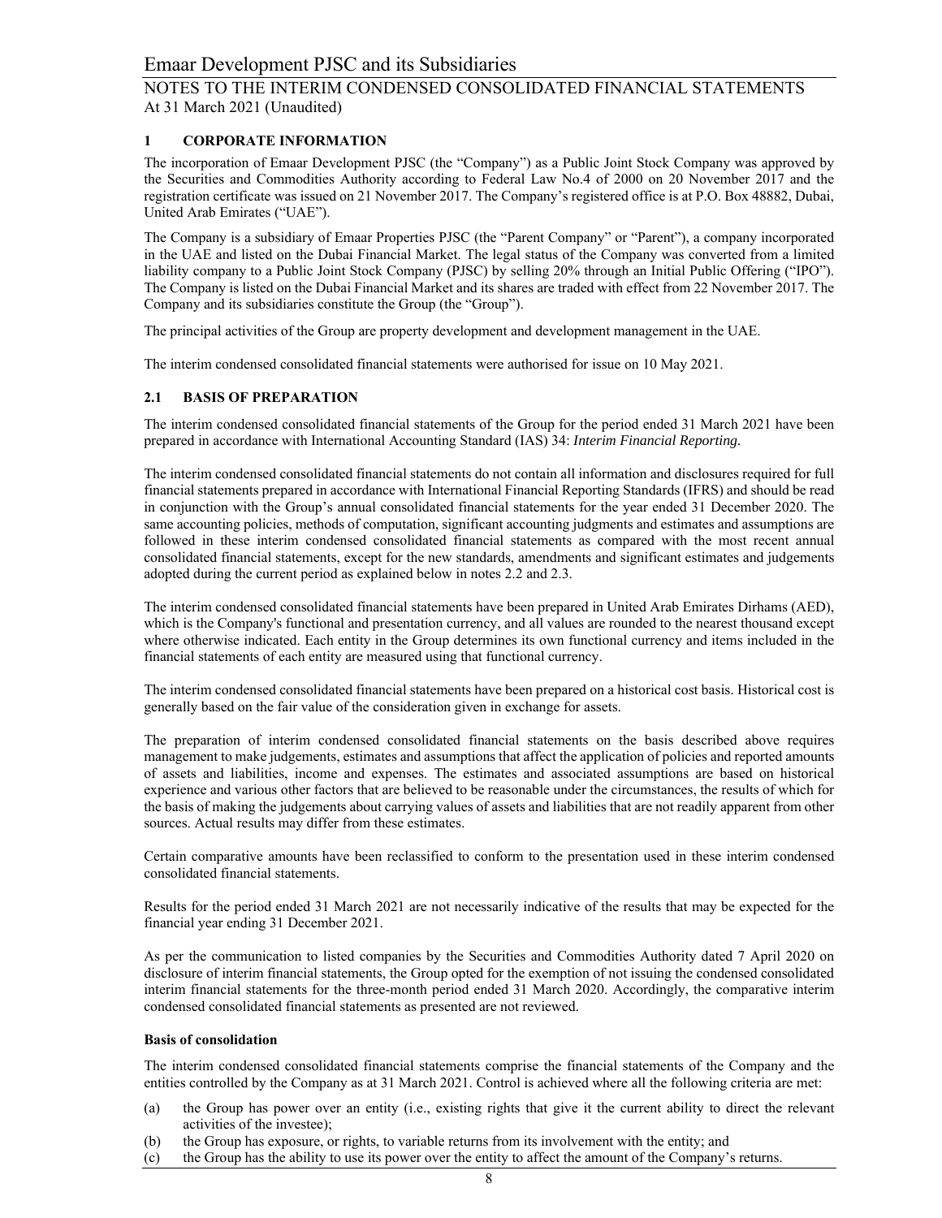## 1 CORPORATE INFORMATION

The incorporation of Emaar Development PJSC (the "Company") as a Public Joint Stock Company was approved by the Securities and Commodities Authority according to Federal Law No.4 of 2000 on 20 November 2017 and the registration certificate was issued on 21 November 2017. The Company's registered office is at P.O. Box 48882, Dubai, United Arab Emirates ("UAE").

The Company is a subsidiary of Emaar Properties PJSC (the "Parent Company" or "Parent"), a company incorporated in the UAE and listed on the Dubai Financial Market. The legal status of the Company was converted from a limited liability company to a Public Joint Stock Company (PJSC) by selling 20% through an Initial Public Offering ("IPO"). The Company is listed on the Dubai Financial Market and its shares are traded with effect from 22 November 2017. The Company and its subsidiaries constitute the Group (the "Group").

The principal activities of the Group are property development and development management in the UAE.

The interim condensed consolidated financial statements were authorised for issue on 10 May 2021.

## 2.1 BASIS OF PREPARATION

The interim condensed consolidated financial statements of the Group for the period ended 31 March 2021 have been prepared in accordance with International Accounting Standard (IAS) 34: *Interim Financial Reporting.*

The interim condensed consolidated financial statements do not contain all information and disclosures required for full financial statements prepared in accordance with International Financial Reporting Standards (IFRS) and should be read in conjunction with the Group's annual consolidated financial statements for the year ended 31 December 2020. The same accounting policies, methods of computation, significant accounting judgments and estimates and assumptions are followed in these interim condensed consolidated financial statements as compared with the most recent annual consolidated financial statements, except for the new standards, amendments and significant estimates and judgements adopted during the current period as explained below in notes 2.2 and 2.3.

The interim condensed consolidated financial statements have been prepared in United Arab Emirates Dirhams (AED), which is the Company's functional and presentation currency, and all values are rounded to the nearest thousand except where otherwise indicated. Each entity in the Group determines its own functional currency and items included in the financial statements of each entity are measured using that functional currency.

The interim condensed consolidated financial statements have been prepared on a historical cost basis. Historical cost is generally based on the fair value of the consideration given in exchange for assets.

The preparation of interim condensed consolidated financial statements on the basis described above requires management to make judgements, estimates and assumptions that affect the application of policies and reported amounts of assets and liabilities, income and expenses. The estimates and associated assumptions are based on historical experience and various other factors that are believed to be reasonable under the circumstances, the results of which for the basis of making the judgements about carrying values of assets and liabilities that are not readily apparent from other sources. Actual results may differ from these estimates.

Certain comparative amounts have been reclassified to conform to the presentation used in these interim condensed consolidated financial statements.

Results for the period ended 31 March 2021 are not necessarily indicative of the results that may be expected for the financial year ending 31 December 2021.

As per the communication to listed companies by the Securities and Commodities Authority dated 7 April 2020 on disclosure of interim financial statements, the Group opted for the exemption of not issuing the condensed consolidated interim financial statements for the three-month period ended 31 March 2020. Accordingly, the comparative interim condensed consolidated financial statements as presented are not reviewed.

**Basis of consolidation**

The interim condensed consolidated financial statements comprise the financial statements of the Company and the entities controlled by the Company as at 31 March 2021. Control is achieved where all the following criteria are met:

(a) the Group has power over an entity (i.e., existing rights that give it the current ability to direct the relevant activities of the investee);
(b) the Group has exposure, or rights, to variable returns from its involvement with the entity; and
(c) the Group has the ability to use its power over the entity to affect the amount of the Company's returns.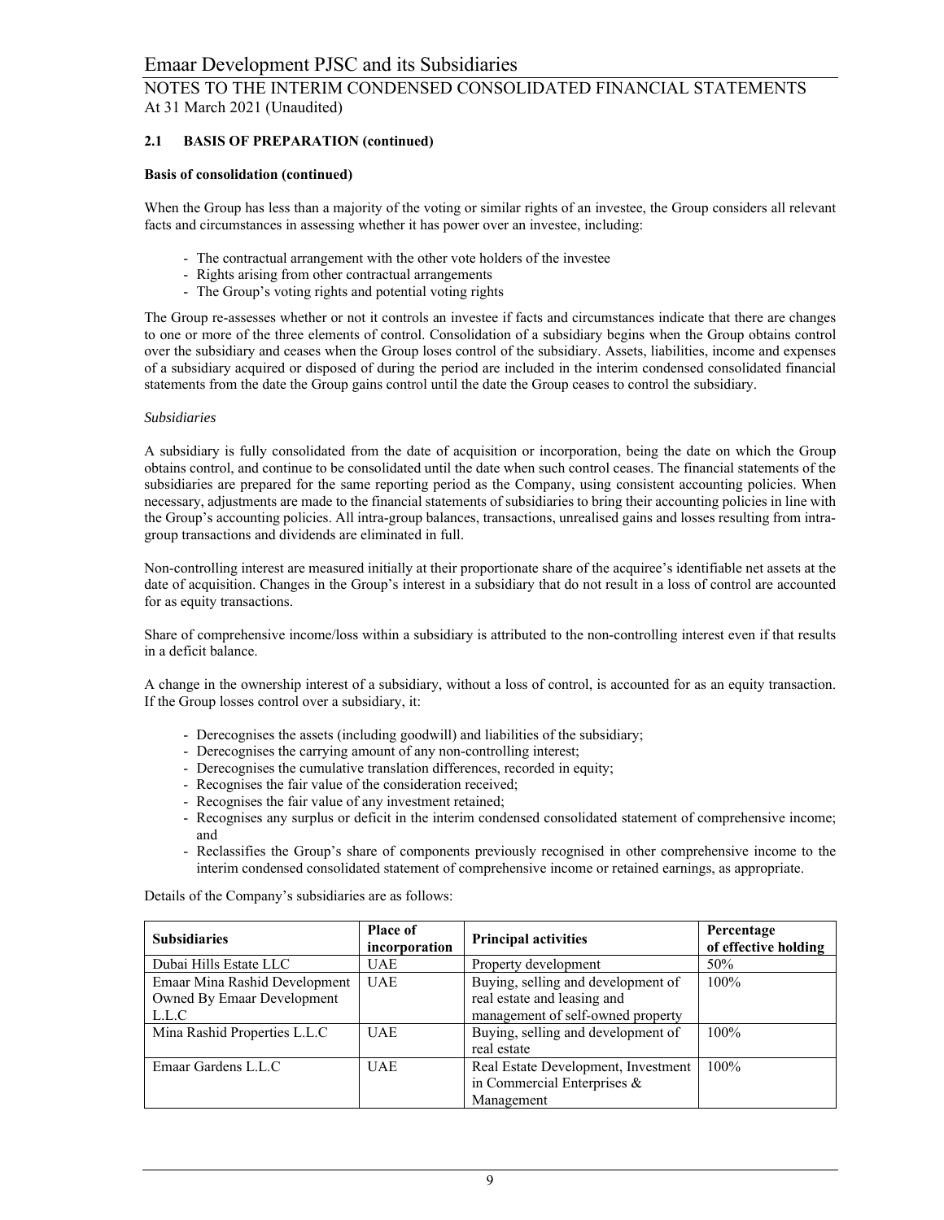### 2.1 BASIS OF PREPARATION (continued)

**Basis of consolidation (continued)**

When the Group has less than a majority of the voting or similar rights of an investee, the Group considers all relevant facts and circumstances in assessing whether it has power over an investee, including:

- The contractual arrangement with the other vote holders of the investee
- Rights arising from other contractual arrangements
- The Group's voting rights and potential voting rights

The Group re-assesses whether or not it controls an investee if facts and circumstances indicate that there are changes to one or more of the three elements of control. Consolidation of a subsidiary begins when the Group obtains control over the subsidiary and ceases when the Group loses control of the subsidiary. Assets, liabilities, income and expenses of a subsidiary acquired or disposed of during the period are included in the interim condensed consolidated financial statements from the date the Group gains control until the date the Group ceases to control the subsidiary.

*Subsidiaries*

A subsidiary is fully consolidated from the date of acquisition or incorporation, being the date on which the Group obtains control, and continue to be consolidated until the date when such control ceases. The financial statements of the subsidiaries are prepared for the same reporting period as the Company, using consistent accounting policies. When necessary, adjustments are made to the financial statements of subsidiaries to bring their accounting policies in line with the Group's accounting policies. All intra-group balances, transactions, unrealised gains and losses resulting from intra-group transactions and dividends are eliminated in full.

Non-controlling interest are measured initially at their proportionate share of the acquiree's identifiable net assets at the date of acquisition. Changes in the Group's interest in a subsidiary that do not result in a loss of control are accounted for as equity transactions.

Share of comprehensive income/loss within a subsidiary is attributed to the non-controlling interest even if that results in a deficit balance.

A change in the ownership interest of a subsidiary, without a loss of control, is accounted for as an equity transaction. If the Group losses control over a subsidiary, it:

- Derecognises the assets (including goodwill) and liabilities of the subsidiary;
- Derecognises the carrying amount of any non-controlling interest;
- Derecognises the cumulative translation differences, recorded in equity;
- Recognises the fair value of the consideration received;
- Recognises the fair value of any investment retained;
- Recognises any surplus or deficit in the interim condensed consolidated statement of comprehensive income; and
- Reclassifies the Group's share of components previously recognised in other comprehensive income to the interim condensed consolidated statement of comprehensive income or retained earnings, as appropriate.

Details of the Company's subsidiaries are as follows:

| Subsidiaries | Place of incorporation | Principal activities | Percentage of effective holding |
|---|---|---|---|
| Dubai Hills Estate LLC | UAE | Property development | 50% |
| Emaar Mina Rashid Development Owned By Emaar Development L.L.C | UAE | Buying, selling and development of real estate and leasing and management of self-owned property | 100% |
| Mina Rashid Properties L.L.C | UAE | Buying, selling and development of real estate | 100% |
| Emaar Gardens L.L.C | UAE | Real Estate Development, Investment in Commercial Enterprises & Management | 100% |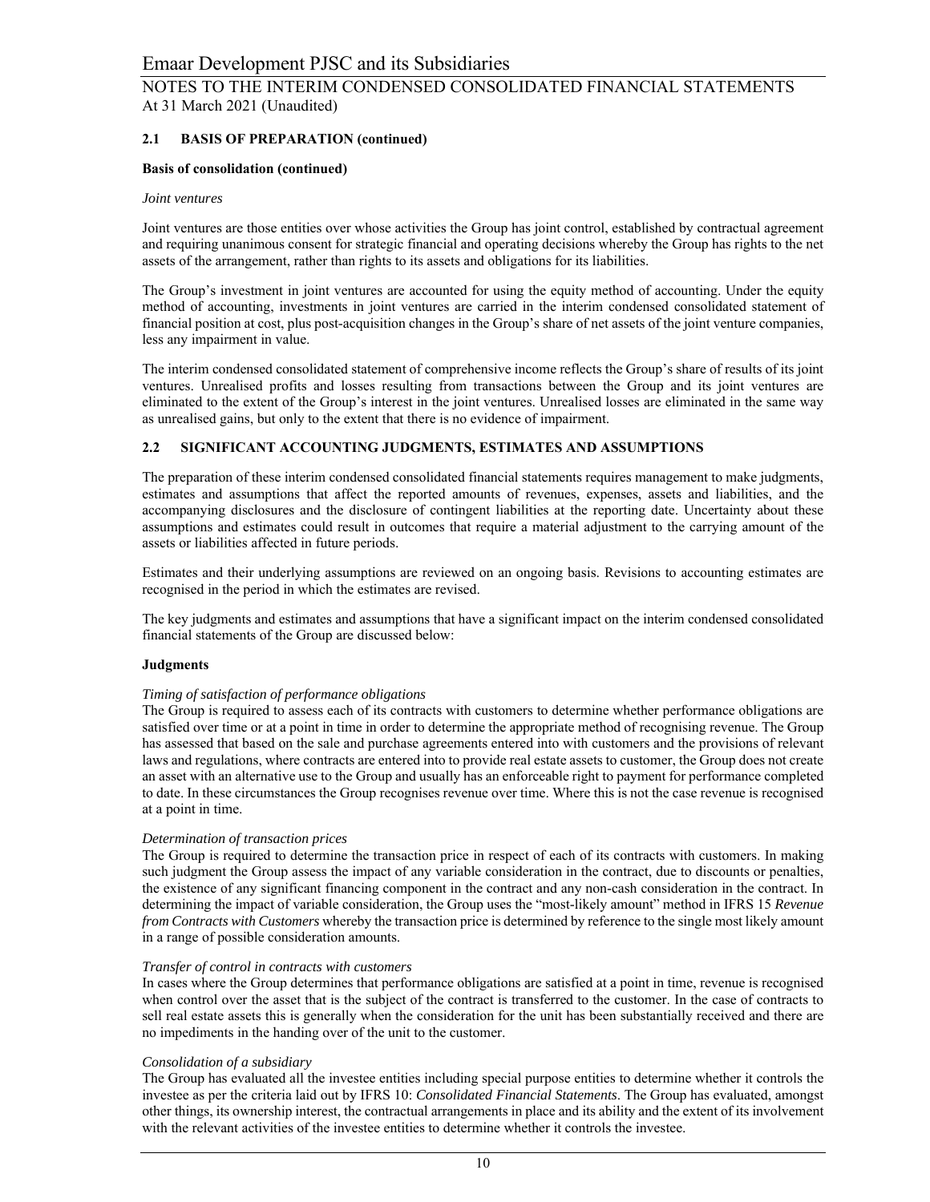## 2.1 BASIS OF PREPARATION (continued)

**Basis of consolidation (continued)**

*Joint ventures*

Joint ventures are those entities over whose activities the Group has joint control, established by contractual agreement and requiring unanimous consent for strategic financial and operating decisions whereby the Group has rights to the net assets of the arrangement, rather than rights to its assets and obligations for its liabilities.

The Group's investment in joint ventures are accounted for using the equity method of accounting. Under the equity method of accounting, investments in joint ventures are carried in the interim condensed consolidated statement of financial position at cost, plus post-acquisition changes in the Group's share of net assets of the joint venture companies, less any impairment in value.

The interim condensed consolidated statement of comprehensive income reflects the Group's share of results of its joint ventures. Unrealised profits and losses resulting from transactions between the Group and its joint ventures are eliminated to the extent of the Group's interest in the joint ventures. Unrealised losses are eliminated in the same way as unrealised gains, but only to the extent that there is no evidence of impairment.

## 2.2 SIGNIFICANT ACCOUNTING JUDGMENTS, ESTIMATES AND ASSUMPTIONS

The preparation of these interim condensed consolidated financial statements requires management to make judgments, estimates and assumptions that affect the reported amounts of revenues, expenses, assets and liabilities, and the accompanying disclosures and the disclosure of contingent liabilities at the reporting date. Uncertainty about these assumptions and estimates could result in outcomes that require a material adjustment to the carrying amount of the assets or liabilities affected in future periods.

Estimates and their underlying assumptions are reviewed on an ongoing basis. Revisions to accounting estimates are recognised in the period in which the estimates are revised.

The key judgments and estimates and assumptions that have a significant impact on the interim condensed consolidated financial statements of the Group are discussed below:

**Judgments**

*Timing of satisfaction of performance obligations*
The Group is required to assess each of its contracts with customers to determine whether performance obligations are satisfied over time or at a point in time in order to determine the appropriate method of recognising revenue. The Group has assessed that based on the sale and purchase agreements entered into with customers and the provisions of relevant laws and regulations, where contracts are entered into to provide real estate assets to customer, the Group does not create an asset with an alternative use to the Group and usually has an enforceable right to payment for performance completed to date. In these circumstances the Group recognises revenue over time. Where this is not the case revenue is recognised at a point in time.

*Determination of transaction prices*
The Group is required to determine the transaction price in respect of each of its contracts with customers. In making such judgment the Group assess the impact of any variable consideration in the contract, due to discounts or penalties, the existence of any significant financing component in the contract and any non-cash consideration in the contract. In determining the impact of variable consideration, the Group uses the "most-likely amount" method in IFRS 15 *Revenue from Contracts with Customers* whereby the transaction price is determined by reference to the single most likely amount in a range of possible consideration amounts.

*Transfer of control in contracts with customers*
In cases where the Group determines that performance obligations are satisfied at a point in time, revenue is recognised when control over the asset that is the subject of the contract is transferred to the customer. In the case of contracts to sell real estate assets this is generally when the consideration for the unit has been substantially received and there are no impediments in the handing over of the unit to the customer.

*Consolidation of a subsidiary*
The Group has evaluated all the investee entities including special purpose entities to determine whether it controls the investee as per the criteria laid out by IFRS 10: *Consolidated Financial Statements*. The Group has evaluated, amongst other things, its ownership interest, the contractual arrangements in place and its ability and the extent of its involvement with the relevant activities of the investee entities to determine whether it controls the investee.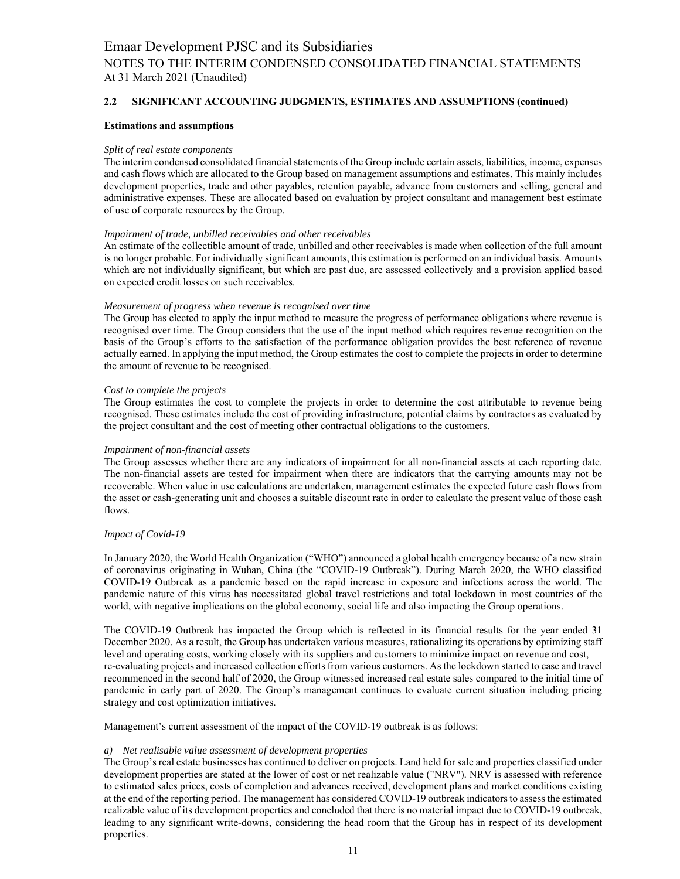## 2.2 SIGNIFICANT ACCOUNTING JUDGMENTS, ESTIMATES AND ASSUMPTIONS (continued)

### Estimations and assumptions

*Split of real estate components*

The interim condensed consolidated financial statements of the Group include certain assets, liabilities, income, expenses and cash flows which are allocated to the Group based on management assumptions and estimates. This mainly includes development properties, trade and other payables, retention payable, advance from customers and selling, general and administrative expenses. These are allocated based on evaluation by project consultant and management best estimate of use of corporate resources by the Group.

*Impairment of trade, unbilled receivables and other receivables*

An estimate of the collectible amount of trade, unbilled and other receivables is made when collection of the full amount is no longer probable. For individually significant amounts, this estimation is performed on an individual basis. Amounts which are not individually significant, but which are past due, are assessed collectively and a provision applied based on expected credit losses on such receivables.

*Measurement of progress when revenue is recognised over time*

The Group has elected to apply the input method to measure the progress of performance obligations where revenue is recognised over time. The Group considers that the use of the input method which requires revenue recognition on the basis of the Group's efforts to the satisfaction of the performance obligation provides the best reference of revenue actually earned. In applying the input method, the Group estimates the cost to complete the projects in order to determine the amount of revenue to be recognised.

*Cost to complete the projects*

The Group estimates the cost to complete the projects in order to determine the cost attributable to revenue being recognised. These estimates include the cost of providing infrastructure, potential claims by contractors as evaluated by the project consultant and the cost of meeting other contractual obligations to the customers.

*Impairment of non-financial assets*

The Group assesses whether there are any indicators of impairment for all non-financial assets at each reporting date. The non-financial assets are tested for impairment when there are indicators that the carrying amounts may not be recoverable. When value in use calculations are undertaken, management estimates the expected future cash flows from the asset or cash-generating unit and chooses a suitable discount rate in order to calculate the present value of those cash flows.

*Impact of Covid-19*

In January 2020, the World Health Organization ("WHO") announced a global health emergency because of a new strain of coronavirus originating in Wuhan, China (the "COVID-19 Outbreak"). During March 2020, the WHO classified COVID-19 Outbreak as a pandemic based on the rapid increase in exposure and infections across the world. The pandemic nature of this virus has necessitated global travel restrictions and total lockdown in most countries of the world, with negative implications on the global economy, social life and also impacting the Group operations.

The COVID-19 Outbreak has impacted the Group which is reflected in its financial results for the year ended 31 December 2020. As a result, the Group has undertaken various measures, rationalizing its operations by optimizing staff level and operating costs, working closely with its suppliers and customers to minimize impact on revenue and cost, re-evaluating projects and increased collection efforts from various customers. As the lockdown started to ease and travel recommenced in the second half of 2020, the Group witnessed increased real estate sales compared to the initial time of pandemic in early part of 2020. The Group's management continues to evaluate current situation including pricing strategy and cost optimization initiatives.

Management's current assessment of the impact of the COVID-19 outbreak is as follows:

*a) Net realisable value assessment of development properties*

The Group's real estate businesses has continued to deliver on projects. Land held for sale and properties classified under development properties are stated at the lower of cost or net realizable value ("NRV"). NRV is assessed with reference to estimated sales prices, costs of completion and advances received, development plans and market conditions existing at the end of the reporting period. The management has considered COVID-19 outbreak indicators to assess the estimated realizable value of its development properties and concluded that there is no material impact due to COVID-19 outbreak, leading to any significant write-downs, considering the head room that the Group has in respect of its development properties.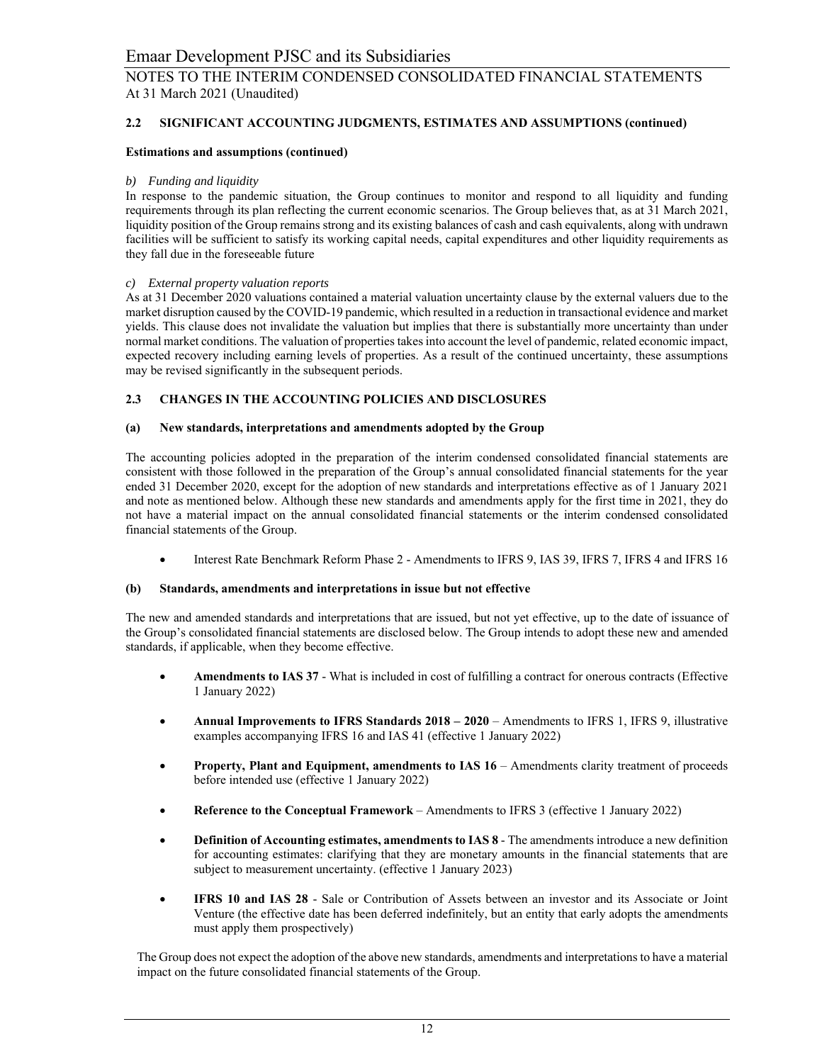### 2.2 SIGNIFICANT ACCOUNTING JUDGMENTS, ESTIMATES AND ASSUMPTIONS (continued)

**Estimations and assumptions (continued)**

*b) Funding and liquidity*

In response to the pandemic situation, the Group continues to monitor and respond to all liquidity and funding requirements through its plan reflecting the current economic scenarios. The Group believes that, as at 31 March 2021, liquidity position of the Group remains strong and its existing balances of cash and cash equivalents, along with undrawn facilities will be sufficient to satisfy its working capital needs, capital expenditures and other liquidity requirements as they fall due in the foreseeable future

*c) External property valuation reports*

As at 31 December 2020 valuations contained a material valuation uncertainty clause by the external valuers due to the market disruption caused by the COVID-19 pandemic, which resulted in a reduction in transactional evidence and market yields. This clause does not invalidate the valuation but implies that there is substantially more uncertainty than under normal market conditions. The valuation of properties takes into account the level of pandemic, related economic impact, expected recovery including earning levels of properties. As a result of the continued uncertainty, these assumptions may be revised significantly in the subsequent periods.

### 2.3 CHANGES IN THE ACCOUNTING POLICIES AND DISCLOSURES

**(a) New standards, interpretations and amendments adopted by the Group**

The accounting policies adopted in the preparation of the interim condensed consolidated financial statements are consistent with those followed in the preparation of the Group's annual consolidated financial statements for the year ended 31 December 2020, except for the adoption of new standards and interpretations effective as of 1 January 2021 and note as mentioned below. Although these new standards and amendments apply for the first time in 2021, they do not have a material impact on the annual consolidated financial statements or the interim condensed consolidated financial statements of the Group.

- Interest Rate Benchmark Reform Phase 2 - Amendments to IFRS 9, IAS 39, IFRS 7, IFRS 4 and IFRS 16

**(b) Standards, amendments and interpretations in issue but not effective**

The new and amended standards and interpretations that are issued, but not yet effective, up to the date of issuance of the Group's consolidated financial statements are disclosed below. The Group intends to adopt these new and amended standards, if applicable, when they become effective.

- **Amendments to IAS 37** - What is included in cost of fulfilling a contract for onerous contracts (Effective 1 January 2022)
- **Annual Improvements to IFRS Standards 2018 – 2020** – Amendments to IFRS 1, IFRS 9, illustrative examples accompanying IFRS 16 and IAS 41 (effective 1 January 2022)
- **Property, Plant and Equipment, amendments to IAS 16** – Amendments clarity treatment of proceeds before intended use (effective 1 January 2022)
- **Reference to the Conceptual Framework** – Amendments to IFRS 3 (effective 1 January 2022)
- **Definition of Accounting estimates, amendments to IAS 8** - The amendments introduce a new definition for accounting estimates: clarifying that they are monetary amounts in the financial statements that are subject to measurement uncertainty. (effective 1 January 2023)
- **IFRS 10 and IAS 28** - Sale or Contribution of Assets between an investor and its Associate or Joint Venture (the effective date has been deferred indefinitely, but an entity that early adopts the amendments must apply them prospectively)

The Group does not expect the adoption of the above new standards, amendments and interpretations to have a material impact on the future consolidated financial statements of the Group.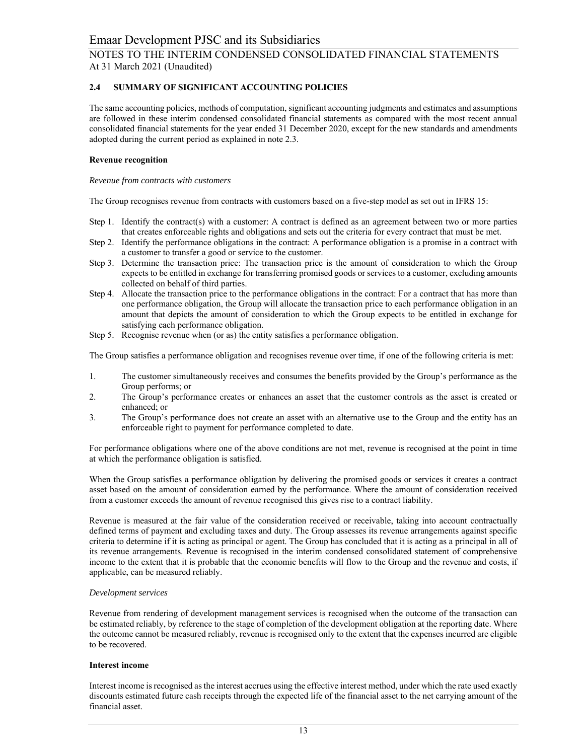## 2.4 SUMMARY OF SIGNIFICANT ACCOUNTING POLICIES

The same accounting policies, methods of computation, significant accounting judgments and estimates and assumptions are followed in these interim condensed consolidated financial statements as compared with the most recent annual consolidated financial statements for the year ended 31 December 2020, except for the new standards and amendments adopted during the current period as explained in note 2.3.

**Revenue recognition**

*Revenue from contracts with customers*

The Group recognises revenue from contracts with customers based on a five-step model as set out in IFRS 15:

Step 1. Identify the contract(s) with a customer: A contract is defined as an agreement between two or more parties that creates enforceable rights and obligations and sets out the criteria for every contract that must be met.

Step 2. Identify the performance obligations in the contract: A performance obligation is a promise in a contract with a customer to transfer a good or service to the customer.

Step 3. Determine the transaction price: The transaction price is the amount of consideration to which the Group expects to be entitled in exchange for transferring promised goods or services to a customer, excluding amounts collected on behalf of third parties.

Step 4. Allocate the transaction price to the performance obligations in the contract: For a contract that has more than one performance obligation, the Group will allocate the transaction price to each performance obligation in an amount that depicts the amount of consideration to which the Group expects to be entitled in exchange for satisfying each performance obligation.

Step 5. Recognise revenue when (or as) the entity satisfies a performance obligation.

The Group satisfies a performance obligation and recognises revenue over time, if one of the following criteria is met:

1. The customer simultaneously receives and consumes the benefits provided by the Group's performance as the Group performs; or
2. The Group's performance creates or enhances an asset that the customer controls as the asset is created or enhanced; or
3. The Group's performance does not create an asset with an alternative use to the Group and the entity has an enforceable right to payment for performance completed to date.

For performance obligations where one of the above conditions are not met, revenue is recognised at the point in time at which the performance obligation is satisfied.

When the Group satisfies a performance obligation by delivering the promised goods or services it creates a contract asset based on the amount of consideration earned by the performance. Where the amount of consideration received from a customer exceeds the amount of revenue recognised this gives rise to a contract liability.

Revenue is measured at the fair value of the consideration received or receivable, taking into account contractually defined terms of payment and excluding taxes and duty. The Group assesses its revenue arrangements against specific criteria to determine if it is acting as principal or agent. The Group has concluded that it is acting as a principal in all of its revenue arrangements. Revenue is recognised in the interim condensed consolidated statement of comprehensive income to the extent that it is probable that the economic benefits will flow to the Group and the revenue and costs, if applicable, can be measured reliably.

*Development services*

Revenue from rendering of development management services is recognised when the outcome of the transaction can be estimated reliably, by reference to the stage of completion of the development obligation at the reporting date. Where the outcome cannot be measured reliably, revenue is recognised only to the extent that the expenses incurred are eligible to be recovered.

**Interest income**

Interest income is recognised as the interest accrues using the effective interest method, under which the rate used exactly discounts estimated future cash receipts through the expected life of the financial asset to the net carrying amount of the financial asset.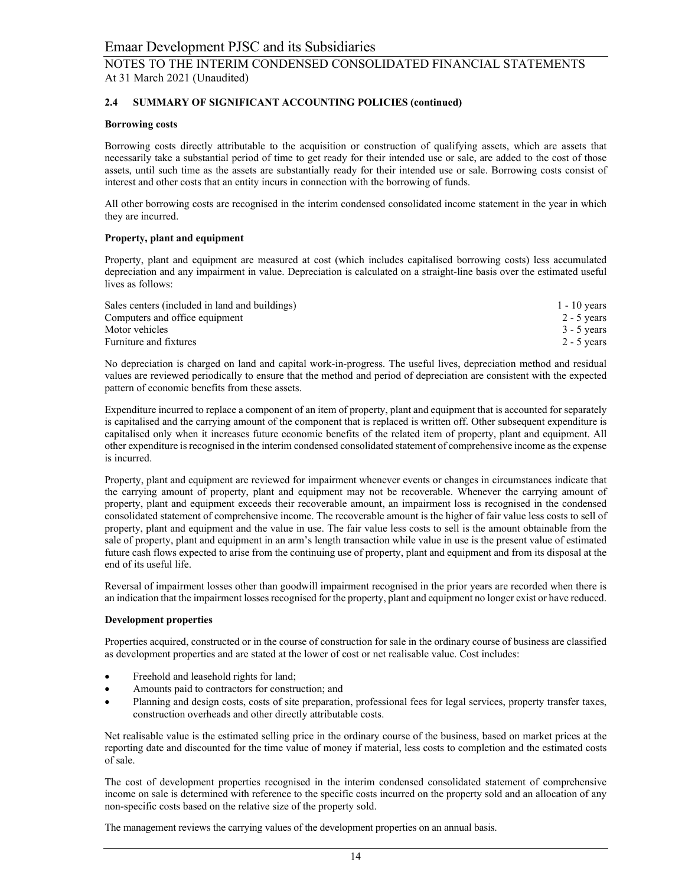## 2.4 SUMMARY OF SIGNIFICANT ACCOUNTING POLICIES (continued)

**Borrowing costs**

Borrowing costs directly attributable to the acquisition or construction of qualifying assets, which are assets that necessarily take a substantial period of time to get ready for their intended use or sale, are added to the cost of those assets, until such time as the assets are substantially ready for their intended use or sale. Borrowing costs consist of interest and other costs that an entity incurs in connection with the borrowing of funds.

All other borrowing costs are recognised in the interim condensed consolidated income statement in the year in which they are incurred.

**Property, plant and equipment**

Property, plant and equipment are measured at cost (which includes capitalised borrowing costs) less accumulated depreciation and any impairment in value. Depreciation is calculated on a straight-line basis over the estimated useful lives as follows:

| | |
|---|---|
| Sales centers (included in land and buildings) | 1 - 10 years |
| Computers and office equipment | 2 - 5 years |
| Motor vehicles | 3 - 5 years |
| Furniture and fixtures | 2 - 5 years |

No depreciation is charged on land and capital work-in-progress. The useful lives, depreciation method and residual values are reviewed periodically to ensure that the method and period of depreciation are consistent with the expected pattern of economic benefits from these assets.

Expenditure incurred to replace a component of an item of property, plant and equipment that is accounted for separately is capitalised and the carrying amount of the component that is replaced is written off. Other subsequent expenditure is capitalised only when it increases future economic benefits of the related item of property, plant and equipment. All other expenditure is recognised in the interim condensed consolidated statement of comprehensive income as the expense is incurred.

Property, plant and equipment are reviewed for impairment whenever events or changes in circumstances indicate that the carrying amount of property, plant and equipment may not be recoverable. Whenever the carrying amount of property, plant and equipment exceeds their recoverable amount, an impairment loss is recognised in the condensed consolidated statement of comprehensive income. The recoverable amount is the higher of fair value less costs to sell of property, plant and equipment and the value in use. The fair value less costs to sell is the amount obtainable from the sale of property, plant and equipment in an arm's length transaction while value in use is the present value of estimated future cash flows expected to arise from the continuing use of property, plant and equipment and from its disposal at the end of its useful life.

Reversal of impairment losses other than goodwill impairment recognised in the prior years are recorded when there is an indication that the impairment losses recognised for the property, plant and equipment no longer exist or have reduced.

**Development properties**

Properties acquired, constructed or in the course of construction for sale in the ordinary course of business are classified as development properties and are stated at the lower of cost or net realisable value. Cost includes:

- Freehold and leasehold rights for land;
- Amounts paid to contractors for construction; and
- Planning and design costs, costs of site preparation, professional fees for legal services, property transfer taxes, construction overheads and other directly attributable costs.

Net realisable value is the estimated selling price in the ordinary course of the business, based on market prices at the reporting date and discounted for the time value of money if material, less costs to completion and the estimated costs of sale.

The cost of development properties recognised in the interim condensed consolidated statement of comprehensive income on sale is determined with reference to the specific costs incurred on the property sold and an allocation of any non-specific costs based on the relative size of the property sold.

The management reviews the carrying values of the development properties on an annual basis.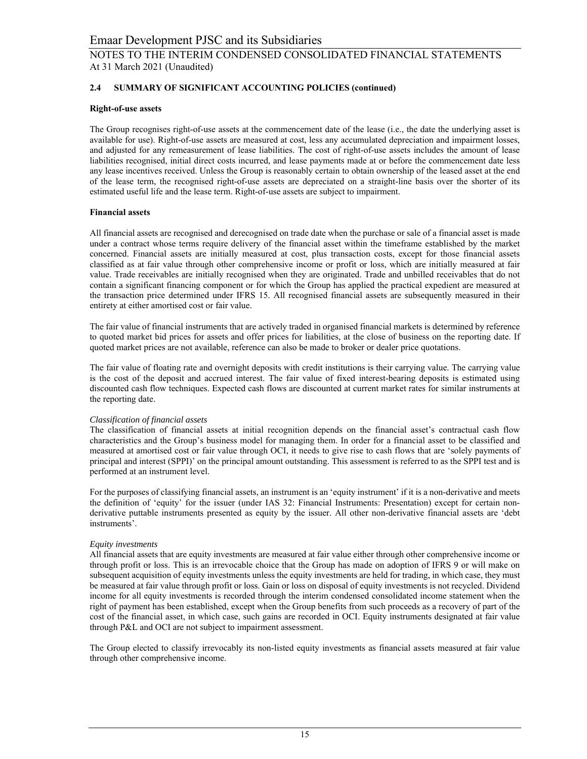### 2.4 SUMMARY OF SIGNIFICANT ACCOUNTING POLICIES (continued)

**Right-of-use assets**

The Group recognises right-of-use assets at the commencement date of the lease (i.e., the date the underlying asset is available for use). Right-of-use assets are measured at cost, less any accumulated depreciation and impairment losses, and adjusted for any remeasurement of lease liabilities. The cost of right-of-use assets includes the amount of lease liabilities recognised, initial direct costs incurred, and lease payments made at or before the commencement date less any lease incentives received. Unless the Group is reasonably certain to obtain ownership of the leased asset at the end of the lease term, the recognised right-of-use assets are depreciated on a straight-line basis over the shorter of its estimated useful life and the lease term. Right-of-use assets are subject to impairment.

**Financial assets**

All financial assets are recognised and derecognised on trade date when the purchase or sale of a financial asset is made under a contract whose terms require delivery of the financial asset within the timeframe established by the market concerned. Financial assets are initially measured at cost, plus transaction costs, except for those financial assets classified as at fair value through other comprehensive income or profit or loss, which are initially measured at fair value. Trade receivables are initially recognised when they are originated. Trade and unbilled receivables that do not contain a significant financing component or for which the Group has applied the practical expedient are measured at the transaction price determined under IFRS 15. All recognised financial assets are subsequently measured in their entirety at either amortised cost or fair value.

The fair value of financial instruments that are actively traded in organised financial markets is determined by reference to quoted market bid prices for assets and offer prices for liabilities, at the close of business on the reporting date. If quoted market prices are not available, reference can also be made to broker or dealer price quotations.

The fair value of floating rate and overnight deposits with credit institutions is their carrying value. The carrying value is the cost of the deposit and accrued interest. The fair value of fixed interest-bearing deposits is estimated using discounted cash flow techniques. Expected cash flows are discounted at current market rates for similar instruments at the reporting date.

*Classification of financial assets*
The classification of financial assets at initial recognition depends on the financial asset's contractual cash flow characteristics and the Group's business model for managing them. In order for a financial asset to be classified and measured at amortised cost or fair value through OCI, it needs to give rise to cash flows that are 'solely payments of principal and interest (SPPI)' on the principal amount outstanding. This assessment is referred to as the SPPI test and is performed at an instrument level.

For the purposes of classifying financial assets, an instrument is an 'equity instrument' if it is a non-derivative and meets the definition of 'equity' for the issuer (under IAS 32: Financial Instruments: Presentation) except for certain non-derivative puttable instruments presented as equity by the issuer. All other non-derivative financial assets are 'debt instruments'.

*Equity investments*
All financial assets that are equity investments are measured at fair value either through other comprehensive income or through profit or loss. This is an irrevocable choice that the Group has made on adoption of IFRS 9 or will make on subsequent acquisition of equity investments unless the equity investments are held for trading, in which case, they must be measured at fair value through profit or loss. Gain or loss on disposal of equity investments is not recycled. Dividend income for all equity investments is recorded through the interim condensed consolidated income statement when the right of payment has been established, except when the Group benefits from such proceeds as a recovery of part of the cost of the financial asset, in which case, such gains are recorded in OCI. Equity instruments designated at fair value through P&L and OCI are not subject to impairment assessment.

The Group elected to classify irrevocably its non-listed equity investments as financial assets measured at fair value through other comprehensive income.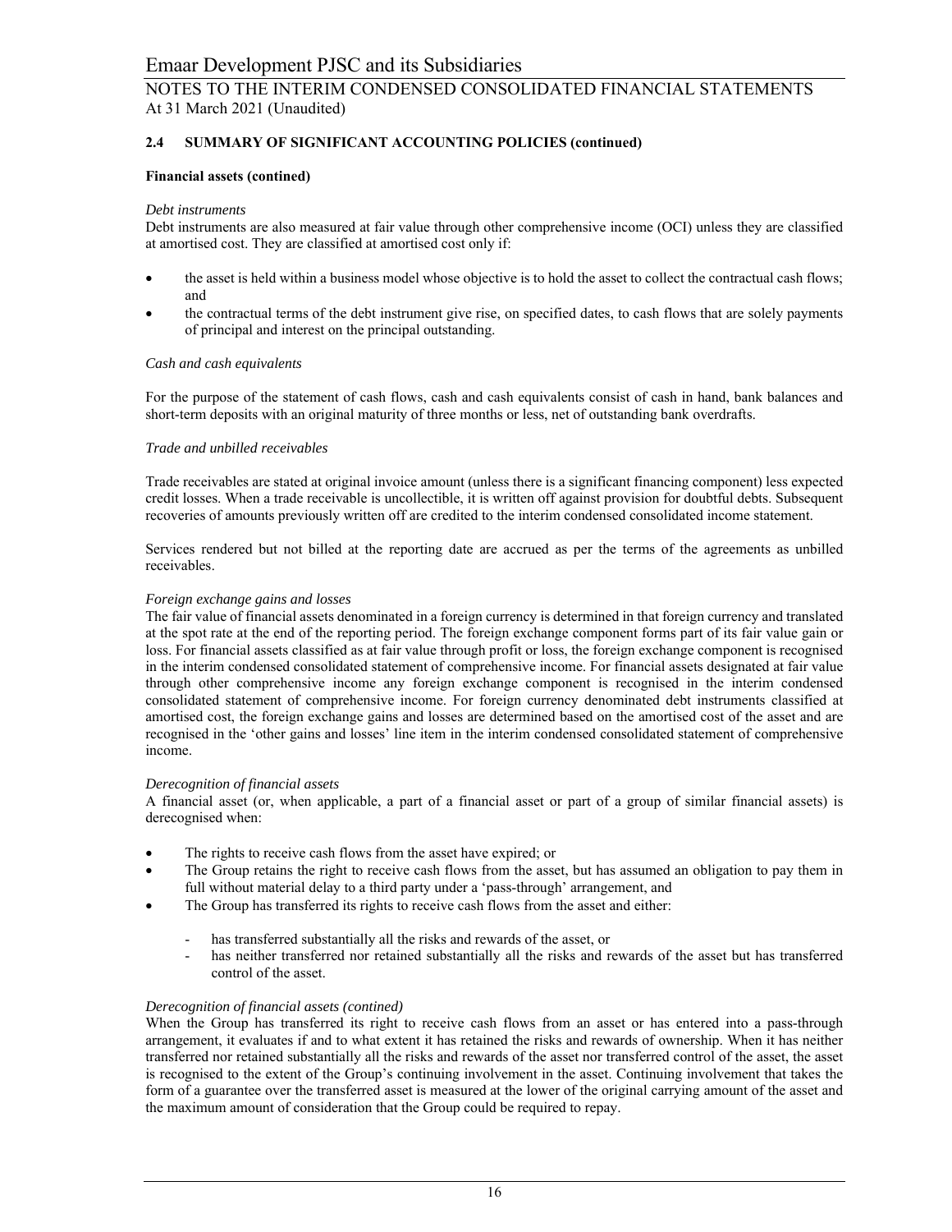## 2.4 SUMMARY OF SIGNIFICANT ACCOUNTING POLICIES (continued)

### Financial assets (contined)

*Debt instruments*

Debt instruments are also measured at fair value through other comprehensive income (OCI) unless they are classified at amortised cost. They are classified at amortised cost only if:

- the asset is held within a business model whose objective is to hold the asset to collect the contractual cash flows; and
- the contractual terms of the debt instrument give rise, on specified dates, to cash flows that are solely payments of principal and interest on the principal outstanding.

*Cash and cash equivalents*

For the purpose of the statement of cash flows, cash and cash equivalents consist of cash in hand, bank balances and short-term deposits with an original maturity of three months or less, net of outstanding bank overdrafts.

*Trade and unbilled receivables*

Trade receivables are stated at original invoice amount (unless there is a significant financing component) less expected credit losses. When a trade receivable is uncollectible, it is written off against provision for doubtful debts. Subsequent recoveries of amounts previously written off are credited to the interim condensed consolidated income statement.

Services rendered but not billed at the reporting date are accrued as per the terms of the agreements as unbilled receivables.

*Foreign exchange gains and losses*

The fair value of financial assets denominated in a foreign currency is determined in that foreign currency and translated at the spot rate at the end of the reporting period. The foreign exchange component forms part of its fair value gain or loss. For financial assets classified as at fair value through profit or loss, the foreign exchange component is recognised in the interim condensed consolidated statement of comprehensive income. For financial assets designated at fair value through other comprehensive income any foreign exchange component is recognised in the interim condensed consolidated statement of comprehensive income. For foreign currency denominated debt instruments classified at amortised cost, the foreign exchange gains and losses are determined based on the amortised cost of the asset and are recognised in the 'other gains and losses' line item in the interim condensed consolidated statement of comprehensive income.

*Derecognition of financial assets*

A financial asset (or, when applicable, a part of a financial asset or part of a group of similar financial assets) is derecognised when:

- The rights to receive cash flows from the asset have expired; or
- The Group retains the right to receive cash flows from the asset, but has assumed an obligation to pay them in full without material delay to a third party under a 'pass-through' arrangement, and
- The Group has transferred its rights to receive cash flows from the asset and either:
  - has transferred substantially all the risks and rewards of the asset, or
  - has neither transferred nor retained substantially all the risks and rewards of the asset but has transferred control of the asset.

*Derecognition of financial assets (contined)*

When the Group has transferred its right to receive cash flows from an asset or has entered into a pass-through arrangement, it evaluates if and to what extent it has retained the risks and rewards of ownership. When it has neither transferred nor retained substantially all the risks and rewards of the asset nor transferred control of the asset, the asset is recognised to the extent of the Group's continuing involvement in the asset. Continuing involvement that takes the form of a guarantee over the transferred asset is measured at the lower of the original carrying amount of the asset and the maximum amount of consideration that the Group could be required to repay.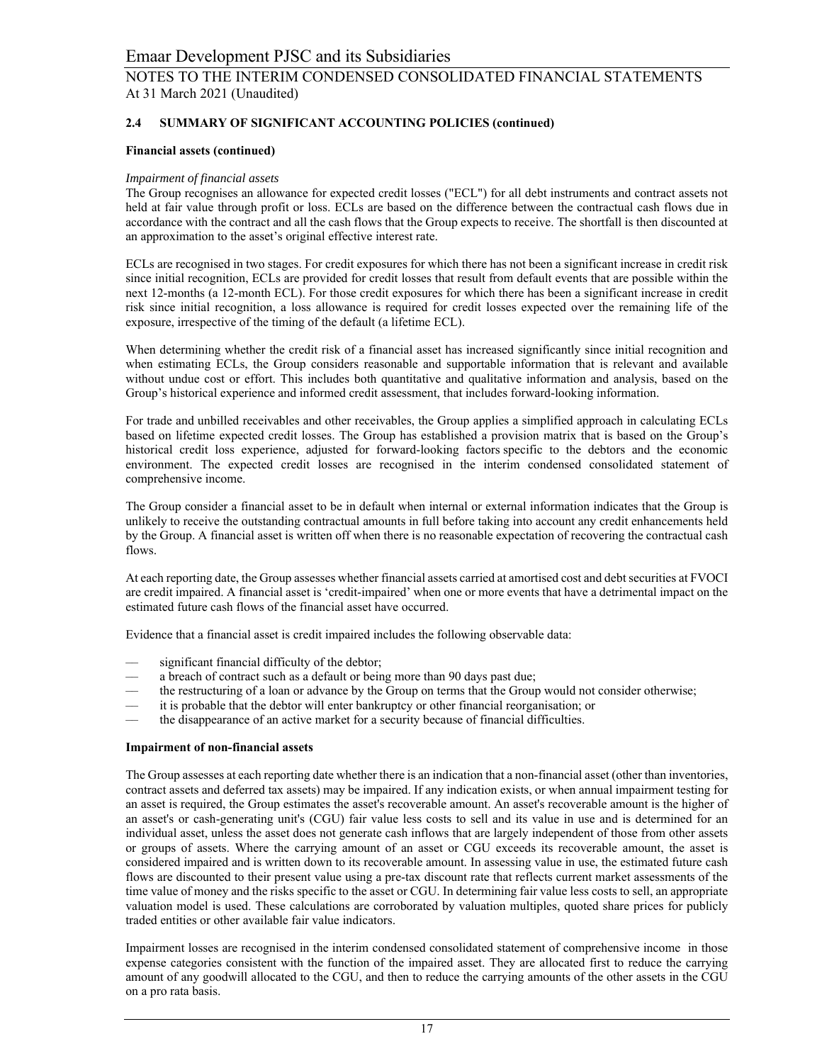### 2.4 SUMMARY OF SIGNIFICANT ACCOUNTING POLICIES (continued)

**Financial assets (continued)**

*Impairment of financial assets*

The Group recognises an allowance for expected credit losses ("ECL") for all debt instruments and contract assets not held at fair value through profit or loss. ECLs are based on the difference between the contractual cash flows due in accordance with the contract and all the cash flows that the Group expects to receive. The shortfall is then discounted at an approximation to the asset's original effective interest rate.

ECLs are recognised in two stages. For credit exposures for which there has not been a significant increase in credit risk since initial recognition, ECLs are provided for credit losses that result from default events that are possible within the next 12-months (a 12-month ECL). For those credit exposures for which there has been a significant increase in credit risk since initial recognition, a loss allowance is required for credit losses expected over the remaining life of the exposure, irrespective of the timing of the default (a lifetime ECL).

When determining whether the credit risk of a financial asset has increased significantly since initial recognition and when estimating ECLs, the Group considers reasonable and supportable information that is relevant and available without undue cost or effort. This includes both quantitative and qualitative information and analysis, based on the Group's historical experience and informed credit assessment, that includes forward-looking information.

For trade and unbilled receivables and other receivables, the Group applies a simplified approach in calculating ECLs based on lifetime expected credit losses. The Group has established a provision matrix that is based on the Group's historical credit loss experience, adjusted for forward-looking factors specific to the debtors and the economic environment. The expected credit losses are recognised in the interim condensed consolidated statement of comprehensive income.

The Group consider a financial asset to be in default when internal or external information indicates that the Group is unlikely to receive the outstanding contractual amounts in full before taking into account any credit enhancements held by the Group. A financial asset is written off when there is no reasonable expectation of recovering the contractual cash flows.

At each reporting date, the Group assesses whether financial assets carried at amortised cost and debt securities at FVOCI are credit impaired. A financial asset is 'credit-impaired' when one or more events that have a detrimental impact on the estimated future cash flows of the financial asset have occurred.

Evidence that a financial asset is credit impaired includes the following observable data:

- significant financial difficulty of the debtor;
- a breach of contract such as a default or being more than 90 days past due;
- the restructuring of a loan or advance by the Group on terms that the Group would not consider otherwise;
- it is probable that the debtor will enter bankruptcy or other financial reorganisation; or
- the disappearance of an active market for a security because of financial difficulties.

**Impairment of non-financial assets**

The Group assesses at each reporting date whether there is an indication that a non-financial asset (other than inventories, contract assets and deferred tax assets) may be impaired. If any indication exists, or when annual impairment testing for an asset is required, the Group estimates the asset's recoverable amount. An asset's recoverable amount is the higher of an asset's or cash-generating unit's (CGU) fair value less costs to sell and its value in use and is determined for an individual asset, unless the asset does not generate cash inflows that are largely independent of those from other assets or groups of assets. Where the carrying amount of an asset or CGU exceeds its recoverable amount, the asset is considered impaired and is written down to its recoverable amount. In assessing value in use, the estimated future cash flows are discounted to their present value using a pre-tax discount rate that reflects current market assessments of the time value of money and the risks specific to the asset or CGU. In determining fair value less costs to sell, an appropriate valuation model is used. These calculations are corroborated by valuation multiples, quoted share prices for publicly traded entities or other available fair value indicators.

Impairment losses are recognised in the interim condensed consolidated statement of comprehensive income in those expense categories consistent with the function of the impaired asset. They are allocated first to reduce the carrying amount of any goodwill allocated to the CGU, and then to reduce the carrying amounts of the other assets in the CGU on a pro rata basis.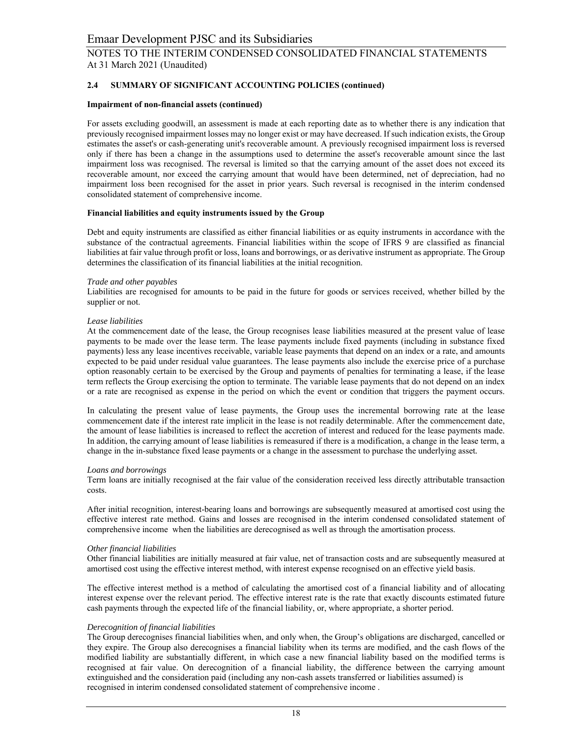## 2.4 SUMMARY OF SIGNIFICANT ACCOUNTING POLICIES (continued)

**Impairment of non-financial assets (continued)**

For assets excluding goodwill, an assessment is made at each reporting date as to whether there is any indication that previously recognised impairment losses may no longer exist or may have decreased. If such indication exists, the Group estimates the asset's or cash-generating unit's recoverable amount. A previously recognised impairment loss is reversed only if there has been a change in the assumptions used to determine the asset's recoverable amount since the last impairment loss was recognised. The reversal is limited so that the carrying amount of the asset does not exceed its recoverable amount, nor exceed the carrying amount that would have been determined, net of depreciation, had no impairment loss been recognised for the asset in prior years. Such reversal is recognised in the interim condensed consolidated statement of comprehensive income.

**Financial liabilities and equity instruments issued by the Group**

Debt and equity instruments are classified as either financial liabilities or as equity instruments in accordance with the substance of the contractual agreements. Financial liabilities within the scope of IFRS 9 are classified as financial liabilities at fair value through profit or loss, loans and borrowings, or as derivative instrument as appropriate. The Group determines the classification of its financial liabilities at the initial recognition.

*Trade and other payables*
Liabilities are recognised for amounts to be paid in the future for goods or services received, whether billed by the supplier or not.

*Lease liabilities*
At the commencement date of the lease, the Group recognises lease liabilities measured at the present value of lease payments to be made over the lease term. The lease payments include fixed payments (including in substance fixed payments) less any lease incentives receivable, variable lease payments that depend on an index or a rate, and amounts expected to be paid under residual value guarantees. The lease payments also include the exercise price of a purchase option reasonably certain to be exercised by the Group and payments of penalties for terminating a lease, if the lease term reflects the Group exercising the option to terminate. The variable lease payments that do not depend on an index or a rate are recognised as expense in the period on which the event or condition that triggers the payment occurs.

In calculating the present value of lease payments, the Group uses the incremental borrowing rate at the lease commencement date if the interest rate implicit in the lease is not readily determinable. After the commencement date, the amount of lease liabilities is increased to reflect the accretion of interest and reduced for the lease payments made. In addition, the carrying amount of lease liabilities is remeasured if there is a modification, a change in the lease term, a change in the in-substance fixed lease payments or a change in the assessment to purchase the underlying asset.

*Loans and borrowings*
Term loans are initially recognised at the fair value of the consideration received less directly attributable transaction costs.

After initial recognition, interest-bearing loans and borrowings are subsequently measured at amortised cost using the effective interest rate method. Gains and losses are recognised in the interim condensed consolidated statement of comprehensive income when the liabilities are derecognised as well as through the amortisation process.

*Other financial liabilities*
Other financial liabilities are initially measured at fair value, net of transaction costs and are subsequently measured at amortised cost using the effective interest method, with interest expense recognised on an effective yield basis.

The effective interest method is a method of calculating the amortised cost of a financial liability and of allocating interest expense over the relevant period. The effective interest rate is the rate that exactly discounts estimated future cash payments through the expected life of the financial liability, or, where appropriate, a shorter period.

*Derecognition of financial liabilities*
The Group derecognises financial liabilities when, and only when, the Group's obligations are discharged, cancelled or they expire. The Group also derecognises a financial liability when its terms are modified, and the cash flows of the modified liability are substantially different, in which case a new financial liability based on the modified terms is recognised at fair value. On derecognition of a financial liability, the difference between the carrying amount extinguished and the consideration paid (including any non-cash assets transferred or liabilities assumed) is recognised in interim condensed consolidated statement of comprehensive income .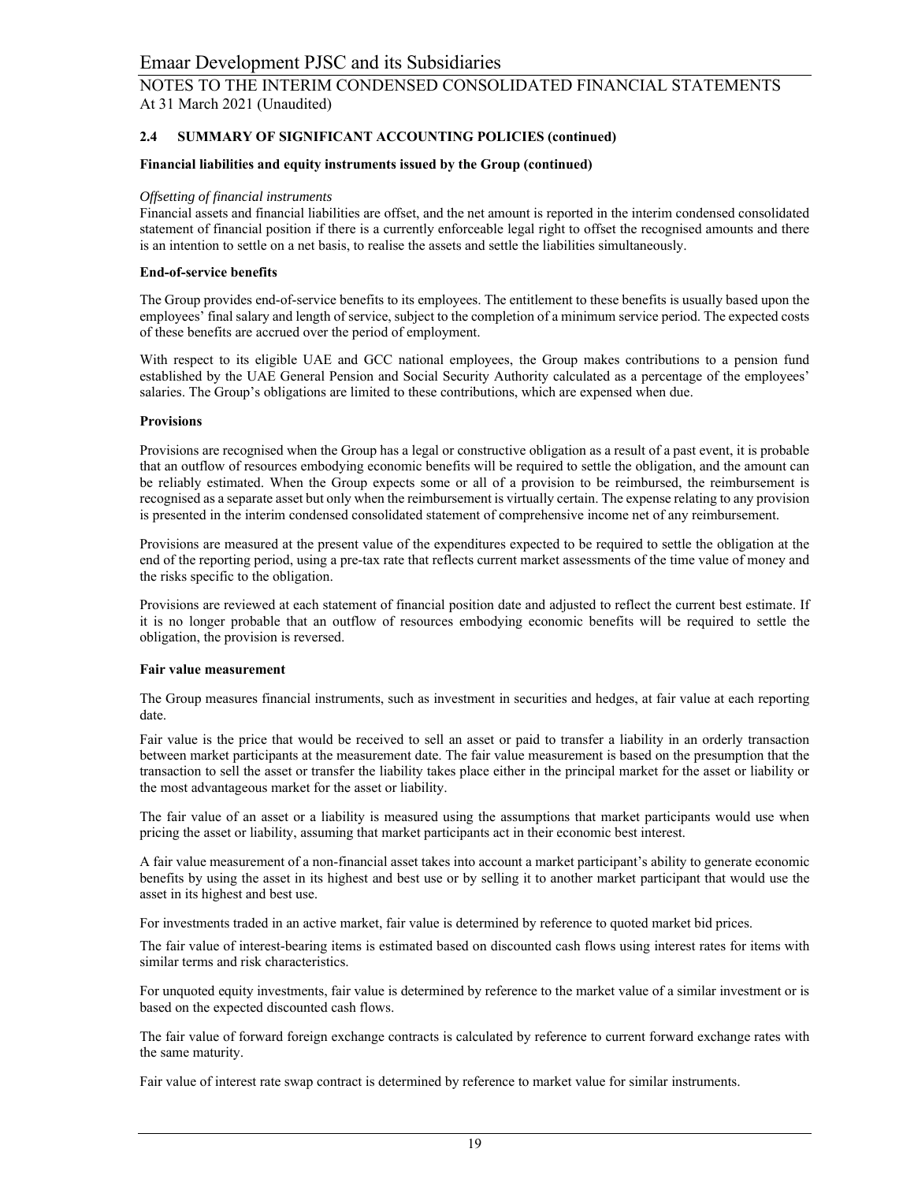### 2.4 SUMMARY OF SIGNIFICANT ACCOUNTING POLICIES (continued)

**Financial liabilities and equity instruments issued by the Group (continued)**

*Offsetting of financial instruments*

Financial assets and financial liabilities are offset, and the net amount is reported in the interim condensed consolidated statement of financial position if there is a currently enforceable legal right to offset the recognised amounts and there is an intention to settle on a net basis, to realise the assets and settle the liabilities simultaneously.

**End-of-service benefits**

The Group provides end-of-service benefits to its employees. The entitlement to these benefits is usually based upon the employees' final salary and length of service, subject to the completion of a minimum service period. The expected costs of these benefits are accrued over the period of employment.

With respect to its eligible UAE and GCC national employees, the Group makes contributions to a pension fund established by the UAE General Pension and Social Security Authority calculated as a percentage of the employees' salaries. The Group's obligations are limited to these contributions, which are expensed when due.

**Provisions**

Provisions are recognised when the Group has a legal or constructive obligation as a result of a past event, it is probable that an outflow of resources embodying economic benefits will be required to settle the obligation, and the amount can be reliably estimated. When the Group expects some or all of a provision to be reimbursed, the reimbursement is recognised as a separate asset but only when the reimbursement is virtually certain. The expense relating to any provision is presented in the interim condensed consolidated statement of comprehensive income net of any reimbursement.

Provisions are measured at the present value of the expenditures expected to be required to settle the obligation at the end of the reporting period, using a pre-tax rate that reflects current market assessments of the time value of money and the risks specific to the obligation.

Provisions are reviewed at each statement of financial position date and adjusted to reflect the current best estimate. If it is no longer probable that an outflow of resources embodying economic benefits will be required to settle the obligation, the provision is reversed.

**Fair value measurement**

The Group measures financial instruments, such as investment in securities and hedges, at fair value at each reporting date.

Fair value is the price that would be received to sell an asset or paid to transfer a liability in an orderly transaction between market participants at the measurement date. The fair value measurement is based on the presumption that the transaction to sell the asset or transfer the liability takes place either in the principal market for the asset or liability or the most advantageous market for the asset or liability.

The fair value of an asset or a liability is measured using the assumptions that market participants would use when pricing the asset or liability, assuming that market participants act in their economic best interest.

A fair value measurement of a non-financial asset takes into account a market participant's ability to generate economic benefits by using the asset in its highest and best use or by selling it to another market participant that would use the asset in its highest and best use.

For investments traded in an active market, fair value is determined by reference to quoted market bid prices.

The fair value of interest-bearing items is estimated based on discounted cash flows using interest rates for items with similar terms and risk characteristics.

For unquoted equity investments, fair value is determined by reference to the market value of a similar investment or is based on the expected discounted cash flows.

The fair value of forward foreign exchange contracts is calculated by reference to current forward exchange rates with the same maturity.

Fair value of interest rate swap contract is determined by reference to market value for similar instruments.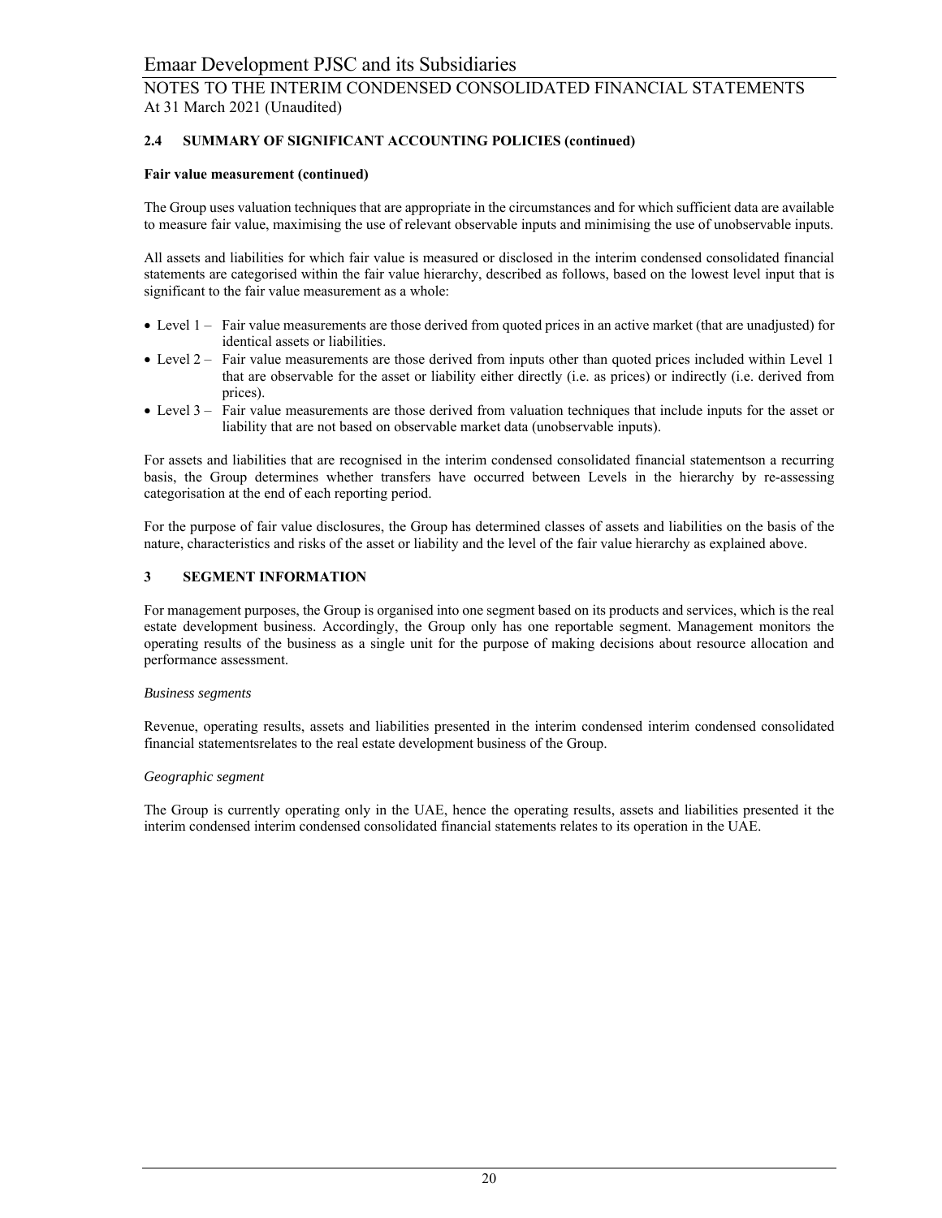## 2.4 SUMMARY OF SIGNIFICANT ACCOUNTING POLICIES (continued)

**Fair value measurement (continued)**

The Group uses valuation techniques that are appropriate in the circumstances and for which sufficient data are available to measure fair value, maximising the use of relevant observable inputs and minimising the use of unobservable inputs.

All assets and liabilities for which fair value is measured or disclosed in the interim condensed consolidated financial statements are categorised within the fair value hierarchy, described as follows, based on the lowest level input that is significant to the fair value measurement as a whole:

- Level 1 – Fair value measurements are those derived from quoted prices in an active market (that are unadjusted) for identical assets or liabilities.
- Level 2 – Fair value measurements are those derived from inputs other than quoted prices included within Level 1 that are observable for the asset or liability either directly (i.e. as prices) or indirectly (i.e. derived from prices).
- Level 3 – Fair value measurements are those derived from valuation techniques that include inputs for the asset or liability that are not based on observable market data (unobservable inputs).

For assets and liabilities that are recognised in the interim condensed consolidated financial statementson a recurring basis, the Group determines whether transfers have occurred between Levels in the hierarchy by re-assessing categorisation at the end of each reporting period.

For the purpose of fair value disclosures, the Group has determined classes of assets and liabilities on the basis of the nature, characteristics and risks of the asset or liability and the level of the fair value hierarchy as explained above.

## 3 SEGMENT INFORMATION

For management purposes, the Group is organised into one segment based on its products and services, which is the real estate development business. Accordingly, the Group only has one reportable segment. Management monitors the operating results of the business as a single unit for the purpose of making decisions about resource allocation and performance assessment.

*Business segments*

Revenue, operating results, assets and liabilities presented in the interim condensed interim condensed consolidated financial statementsrelates to the real estate development business of the Group.

*Geographic segment*

The Group is currently operating only in the UAE, hence the operating results, assets and liabilities presented it the interim condensed interim condensed consolidated financial statements relates to its operation in the UAE.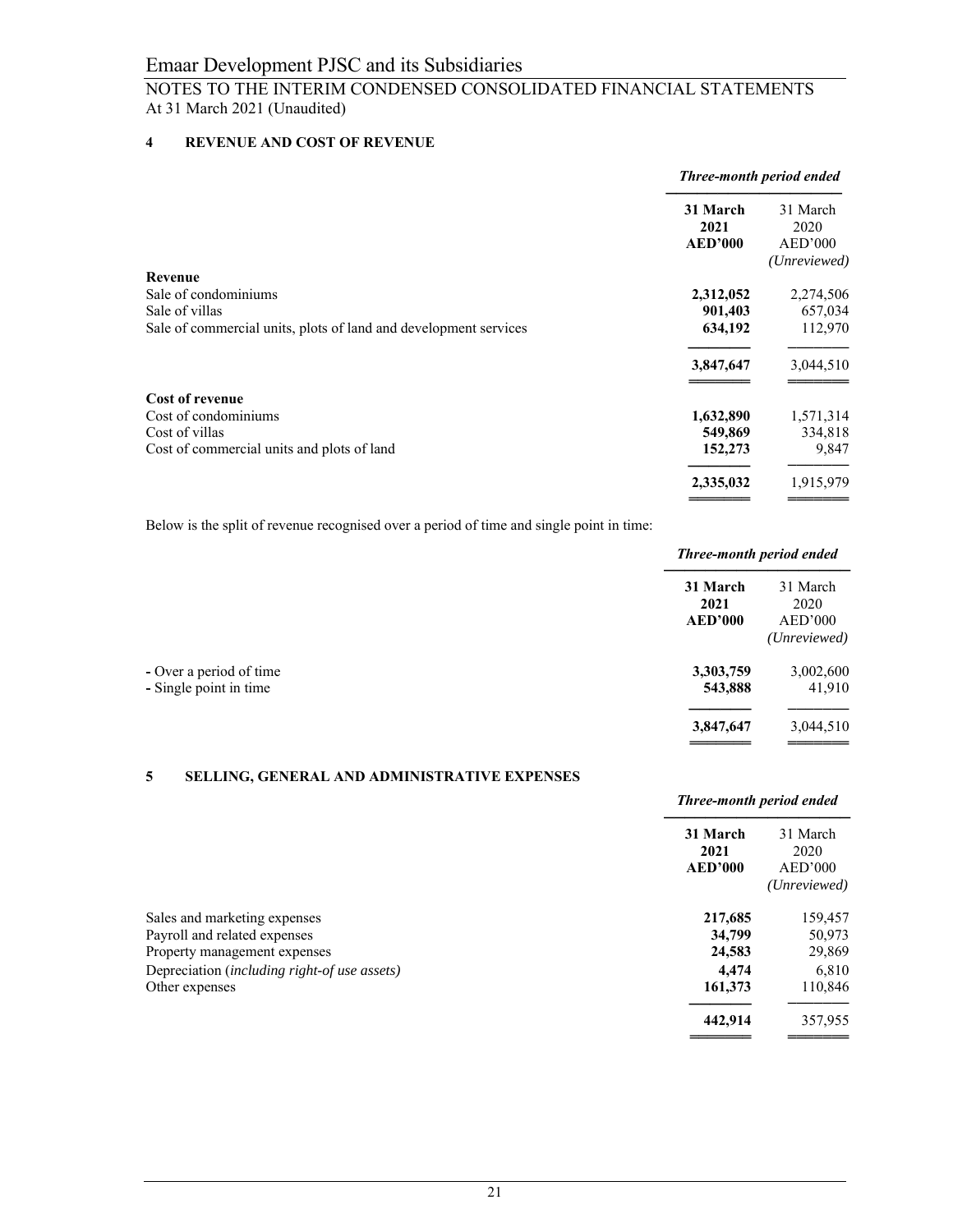Emaar Development PJSC and its Subsidiaries

NOTES TO THE INTERIM CONDENSED CONSOLIDATED FINANCIAL STATEMENTS
At 31 March 2021 (Unaudited)

## 4 REVENUE AND COST OF REVENUE

| | *Three-month period ended* | |
|---|---|---|
| | **31 March 2021 AED'000** | 31 March 2020 AED'000 *(Unreviewed)* |
| **Revenue** | | |
| Sale of condominiums | **2,312,052** | 2,274,506 |
| Sale of villas | **901,403** | 657,034 |
| Sale of commercial units, plots of land and development services | **634,192** | 112,970 |
| | **3,847,647** | 3,044,510 |
| **Cost of revenue** | | |
| Cost of condominiums | **1,632,890** | 1,571,314 |
| Cost of villas | **549,869** | 334,818 |
| Cost of commercial units and plots of land | **152,273** | 9,847 |
| | **2,335,032** | 1,915,979 |

Below is the split of revenue recognised over a period of time and single point in time:

| | *Three-month period ended* | |
|---|---|---|
| | **31 March 2021 AED'000** | 31 March 2020 AED'000 *(Unreviewed)* |
| - Over a period of time | **3,303,759** | 3,002,600 |
| - Single point in time | **543,888** | 41,910 |
| | **3,847,647** | 3,044,510 |

## 5 SELLING, GENERAL AND ADMINISTRATIVE EXPENSES

| | *Three-month period ended* | |
|---|---|---|
| | **31 March 2021 AED'000** | 31 March 2020 AED'000 *(Unreviewed)* |
| Sales and marketing expenses | **217,685** | 159,457 |
| Payroll and related expenses | **34,799** | 50,973 |
| Property management expenses | **24,583** | 29,869 |
| Depreciation (*including right-of use assets)* | **4,474** | 6,810 |
| Other expenses | **161,373** | 110,846 |
| | **442,914** | 357,955 |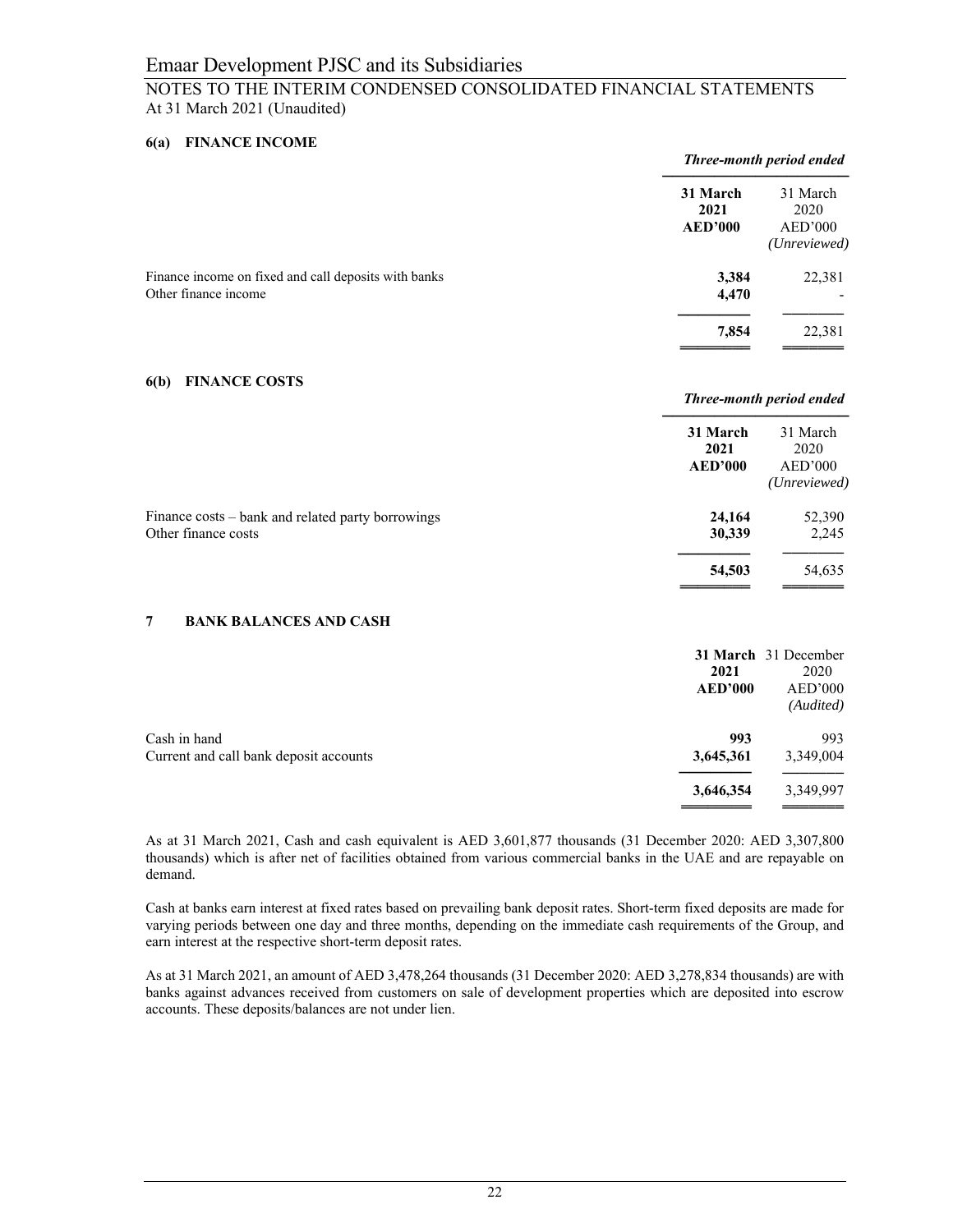# Emaar Development PJSC and its Subsidiaries

## NOTES TO THE INTERIM CONDENSED CONSOLIDATED FINANCIAL STATEMENTS
At 31 March 2021 (Unaudited)

### 6(a) FINANCE INCOME

| | *Three-month period ended* | |
|---|---|---|
| | **31 March 2021 AED'000** | 31 March 2020 AED'000 *(Unreviewed)* |
| Finance income on fixed and call deposits with banks | **3,384** | 22,381 |
| Other finance income | **4,470** | - |
| | **7,854** | 22,381 |

### 6(b) FINANCE COSTS

| | *Three-month period ended* | |
|---|---|---|
| | **31 March 2021 AED'000** | 31 March 2020 AED'000 *(Unreviewed)* |
| Finance costs – bank and related party borrowings | **24,164** | 52,390 |
| Other finance costs | **30,339** | 2,245 |
| | **54,503** | 54,635 |

### 7 BANK BALANCES AND CASH

| | **31 March 2021 AED'000** | 31 December 2020 AED'000 *(Audited)* |
|---|---|---|
| Cash in hand | **993** | 993 |
| Current and call bank deposit accounts | **3,645,361** | 3,349,004 |
| | **3,646,354** | 3,349,997 |

As at 31 March 2021, Cash and cash equivalent is AED 3,601,877 thousands (31 December 2020: AED 3,307,800 thousands) which is after net of facilities obtained from various commercial banks in the UAE and are repayable on demand.

Cash at banks earn interest at fixed rates based on prevailing bank deposit rates. Short-term fixed deposits are made for varying periods between one day and three months, depending on the immediate cash requirements of the Group, and earn interest at the respective short-term deposit rates.

As at 31 March 2021, an amount of AED 3,478,264 thousands (31 December 2020: AED 3,278,834 thousands) are with banks against advances received from customers on sale of development properties which are deposited into escrow accounts. These deposits/balances are not under lien.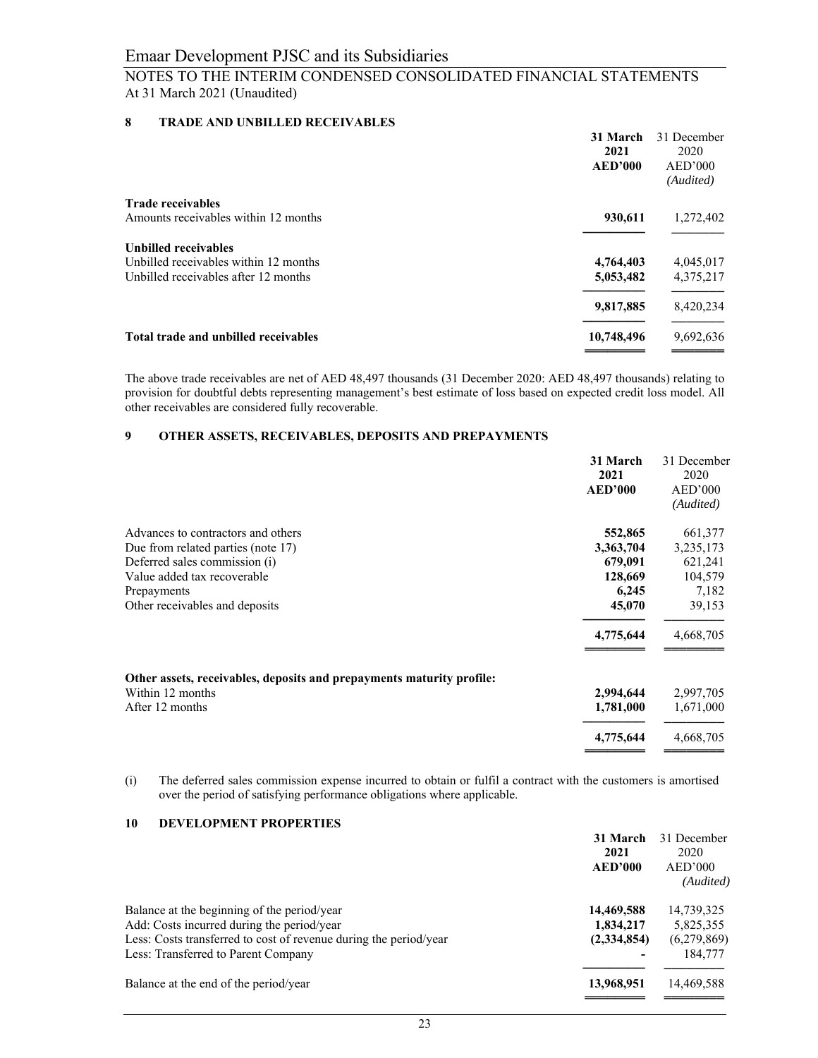Emaar Development PJSC and its Subsidiaries

NOTES TO THE INTERIM CONDENSED CONSOLIDATED FINANCIAL STATEMENTS
At 31 March 2021 (Unaudited)

## 8 TRADE AND UNBILLED RECEIVABLES

| | **31 March 2021 AED'000** | 31 December 2020 AED'000 *(Audited)* |
|---|---|---|
| **Trade receivables** | | |
| Amounts receivables within 12 months | **930,611** | 1,272,402 |
| **Unbilled receivables** | | |
| Unbilled receivables within 12 months | **4,764,403** | 4,045,017 |
| Unbilled receivables after 12 months | **5,053,482** | 4,375,217 |
| | **9,817,885** | 8,420,234 |
| **Total trade and unbilled receivables** | **10,748,496** | 9,692,636 |

The above trade receivables are net of AED 48,497 thousands (31 December 2020: AED 48,497 thousands) relating to provision for doubtful debts representing management's best estimate of loss based on expected credit loss model. All other receivables are considered fully recoverable.

## 9 OTHER ASSETS, RECEIVABLES, DEPOSITS AND PREPAYMENTS

| | **31 March 2021 AED'000** | 31 December 2020 AED'000 *(Audited)* |
|---|---|---|
| Advances to contractors and others | **552,865** | 661,377 |
| Due from related parties (note 17) | **3,363,704** | 3,235,173 |
| Deferred sales commission (i) | **679,091** | 621,241 |
| Value added tax recoverable | **128,669** | 104,579 |
| Prepayments | **6,245** | 7,182 |
| Other receivables and deposits | **45,070** | 39,153 |
| | **4,775,644** | 4,668,705 |
| **Other assets, receivables, deposits and prepayments maturity profile:** | | |
| Within 12 months | **2,994,644** | 2,997,705 |
| After 12 months | **1,781,000** | 1,671,000 |
| | **4,775,644** | 4,668,705 |

(i) The deferred sales commission expense incurred to obtain or fulfil a contract with the customers is amortised over the period of satisfying performance obligations where applicable.

## 10 DEVELOPMENT PROPERTIES

| | **31 March 2021 AED'000** | 31 December 2020 AED'000 *(Audited)* |
|---|---|---|
| Balance at the beginning of the period/year | **14,469,588** | 14,739,325 |
| Add: Costs incurred during the period/year | **1,834,217** | 5,825,355 |
| Less: Costs transferred to cost of revenue during the period/year | **(2,334,854)** | (6,279,869) |
| Less: Transferred to Parent Company | **-** | 184,777 |
| Balance at the end of the period/year | **13,968,951** | 14,469,588 |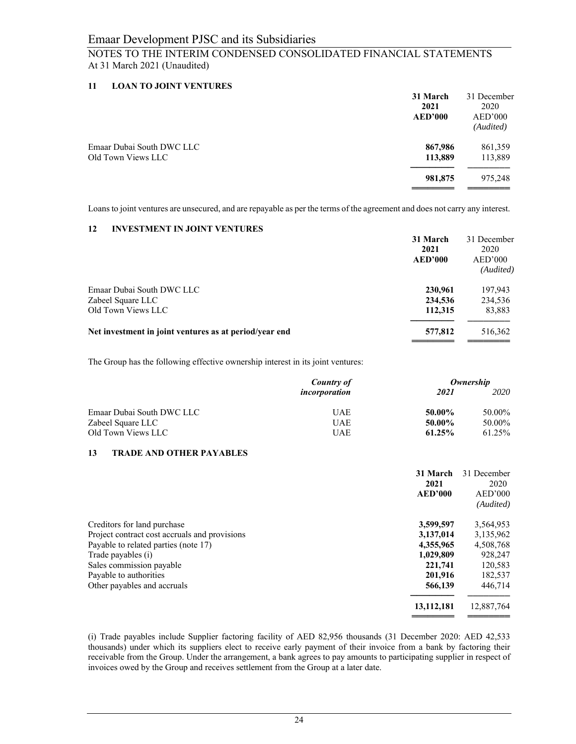# Emaar Development PJSC and its Subsidiaries

## NOTES TO THE INTERIM CONDENSED CONSOLIDATED FINANCIAL STATEMENTS
At 31 March 2021 (Unaudited)

### 11 LOAN TO JOINT VENTURES

| | **31 March 2021 AED'000** | 31 December 2020 AED'000 *(Audited)* |
|---|---|---|
| Emaar Dubai South DWC LLC | **867,986** | 861,359 |
| Old Town Views LLC | **113,889** | 113,889 |
| | **981,875** | 975,248 |

Loans to joint ventures are unsecured, and are repayable as per the terms of the agreement and does not carry any interest.

### 12 INVESTMENT IN JOINT VENTURES

| | **31 March 2021 AED'000** | 31 December 2020 AED'000 *(Audited)* |
|---|---|---|
| Emaar Dubai South DWC LLC | **230,961** | 197,943 |
| Zabeel Square LLC | **234,536** | 234,536 |
| Old Town Views LLC | **112,315** | 83,883 |
| **Net investment in joint ventures as at period/year end** | **577,812** | 516,362 |

The Group has the following effective ownership interest in its joint ventures:

| | ***Country of incorporation*** | ***Ownership*** | |
|---|---|---|---|
| | | ***2021*** | *2020* |
| Emaar Dubai South DWC LLC | UAE | **50.00%** | 50.00% |
| Zabeel Square LLC | UAE | **50.00%** | 50.00% |
| Old Town Views LLC | UAE | **61.25%** | 61.25% |

### 13 TRADE AND OTHER PAYABLES

| | **31 March 2021 AED'000** | 31 December 2020 AED'000 *(Audited)* |
|---|---|---|
| Creditors for land purchase | **3,599,597** | 3,564,953 |
| Project contract cost accruals and provisions | **3,137,014** | 3,135,962 |
| Payable to related parties (note 17) | **4,355,965** | 4,508,768 |
| Trade payables (i) | **1,029,809** | 928,247 |
| Sales commission payable | **221,741** | 120,583 |
| Payable to authorities | **201,916** | 182,537 |
| Other payables and accruals | **566,139** | 446,714 |
| | **13,112,181** | 12,887,764 |

(i) Trade payables include Supplier factoring facility of AED 82,956 thousands (31 December 2020: AED 42,533 thousands) under which its suppliers elect to receive early payment of their invoice from a bank by factoring their receivable from the Group. Under the arrangement, a bank agrees to pay amounts to participating supplier in respect of invoices owed by the Group and receives settlement from the Group at a later date.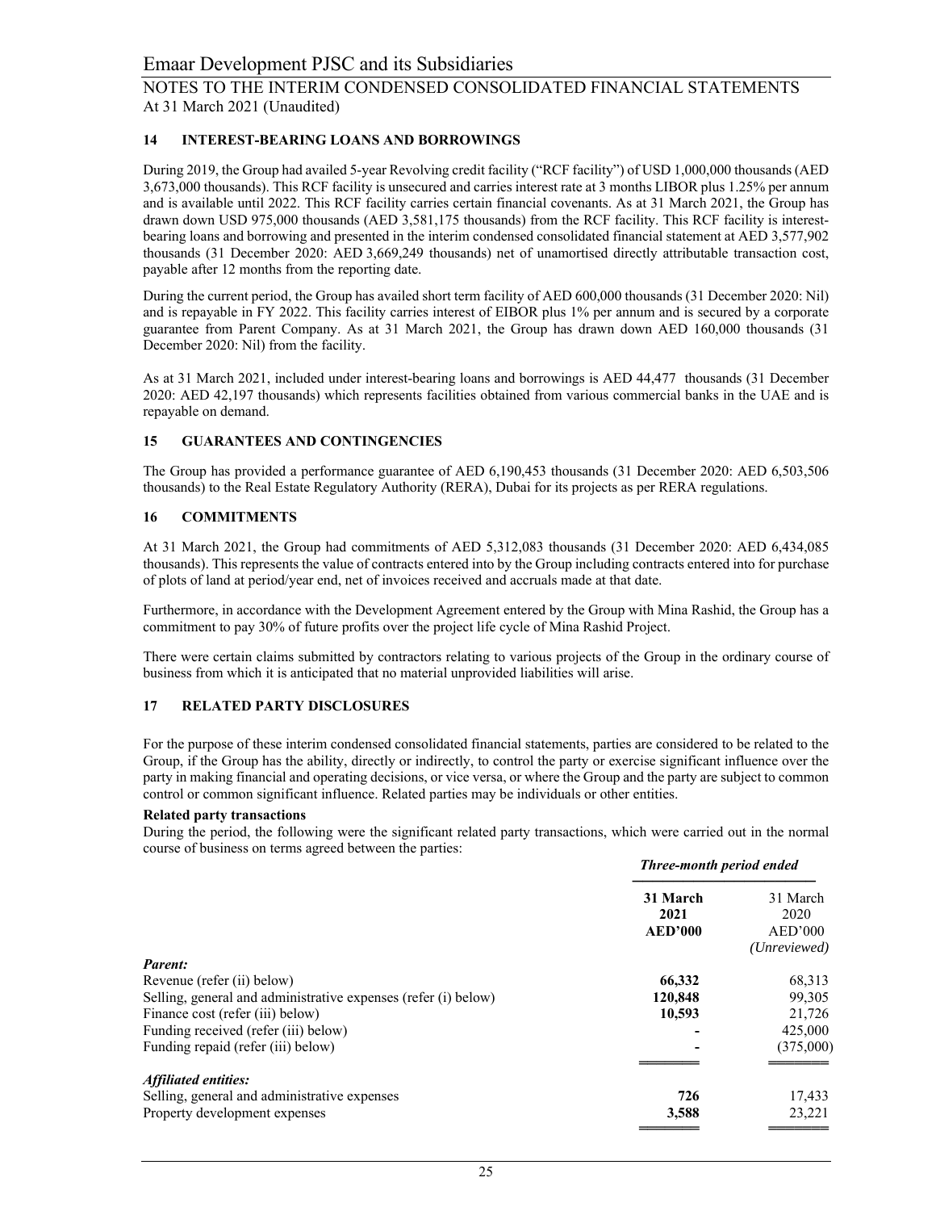## 14 INTEREST-BEARING LOANS AND BORROWINGS

During 2019, the Group had availed 5-year Revolving credit facility ("RCF facility") of USD 1,000,000 thousands (AED 3,673,000 thousands). This RCF facility is unsecured and carries interest rate at 3 months LIBOR plus 1.25% per annum and is available until 2022. This RCF facility carries certain financial covenants. As at 31 March 2021, the Group has drawn down USD 975,000 thousands (AED 3,581,175 thousands) from the RCF facility. This RCF facility is interest-bearing loans and borrowing and presented in the interim condensed consolidated financial statement at AED 3,577,902 thousands (31 December 2020: AED 3,669,249 thousands) net of unamortised directly attributable transaction cost, payable after 12 months from the reporting date.

During the current period, the Group has availed short term facility of AED 600,000 thousands (31 December 2020: Nil) and is repayable in FY 2022. This facility carries interest of EIBOR plus 1% per annum and is secured by a corporate guarantee from Parent Company. As at 31 March 2021, the Group has drawn down AED 160,000 thousands (31 December 2020: Nil) from the facility.

As at 31 March 2021, included under interest-bearing loans and borrowings is AED 44,477 thousands (31 December 2020: AED 42,197 thousands) which represents facilities obtained from various commercial banks in the UAE and is repayable on demand.

## 15 GUARANTEES AND CONTINGENCIES

The Group has provided a performance guarantee of AED 6,190,453 thousands (31 December 2020: AED 6,503,506 thousands) to the Real Estate Regulatory Authority (RERA), Dubai for its projects as per RERA regulations.

## 16 COMMITMENTS

At 31 March 2021, the Group had commitments of AED 5,312,083 thousands (31 December 2020: AED 6,434,085 thousands). This represents the value of contracts entered into by the Group including contracts entered into for purchase of plots of land at period/year end, net of invoices received and accruals made at that date.

Furthermore, in accordance with the Development Agreement entered by the Group with Mina Rashid, the Group has a commitment to pay 30% of future profits over the project life cycle of Mina Rashid Project.

There were certain claims submitted by contractors relating to various projects of the Group in the ordinary course of business from which it is anticipated that no material unprovided liabilities will arise.

## 17 RELATED PARTY DISCLOSURES

For the purpose of these interim condensed consolidated financial statements, parties are considered to be related to the Group, if the Group has the ability, directly or indirectly, to control the party or exercise significant influence over the party in making financial and operating decisions, or vice versa, or where the Group and the party are subject to common control or common significant influence. Related parties may be individuals or other entities.

**Related party transactions**

During the period, the following were the significant related party transactions, which were carried out in the normal course of business on terms agreed between the parties:

| | *Three-month period ended* | |
|---|---|---|
| | **31 March 2021 AED'000** | 31 March 2020 AED'000 *(Unreviewed)* |
| ***Parent:*** | | |
| Revenue (refer (ii) below) | **66,332** | 68,313 |
| Selling, general and administrative expenses (refer (i) below) | **120,848** | 99,305 |
| Finance cost (refer (iii) below) | **10,593** | 21,726 |
| Funding received (refer (iii) below) | **-** | 425,000 |
| Funding repaid (refer (iii) below) | **-** | (375,000) |
| ***Affiliated entities:*** | | |
| Selling, general and administrative expenses | **726** | 17,433 |
| Property development expenses | **3,588** | 23,221 |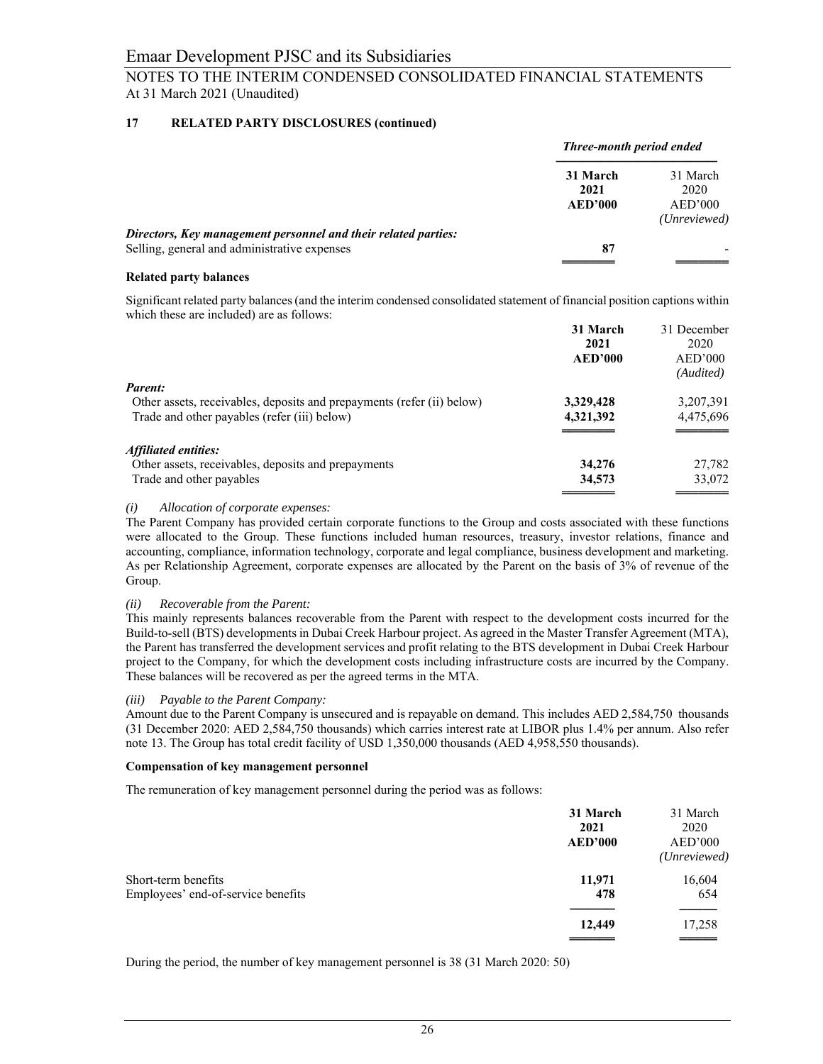## 17 RELATED PARTY DISCLOSURES (continued)

| | *Three-month period ended* | |
|---|---|---|
| | **31 March 2021 AED'000** | 31 March 2020 AED'000 *(Unreviewed)* |
| ***Directors, Key management personnel and their related parties:*** | | |
| Selling, general and administrative expenses | **87** | - |

### Related party balances

Significant related party balances (and the interim condensed consolidated statement of financial position captions within which these are included) are as follows:

| | **31 March 2021 AED'000** | 31 December 2020 AED'000 *(Audited)* |
|---|---|---|
| ***Parent:*** | | |
| Other assets, receivables, deposits and prepayments (refer (ii) below) | **3,329,428** | 3,207,391 |
| Trade and other payables (refer (iii) below) | **4,321,392** | 4,475,696 |
| ***Affiliated entities:*** | | |
| Other assets, receivables, deposits and prepayments | **34,276** | 27,782 |
| Trade and other payables | **34,573** | 33,072 |

*(i) Allocation of corporate expenses:*
The Parent Company has provided certain corporate functions to the Group and costs associated with these functions were allocated to the Group. These functions included human resources, treasury, investor relations, finance and accounting, compliance, information technology, corporate and legal compliance, business development and marketing. As per Relationship Agreement, corporate expenses are allocated by the Parent on the basis of 3% of revenue of the Group.

*(ii) Recoverable from the Parent:*
This mainly represents balances recoverable from the Parent with respect to the development costs incurred for the Build-to-sell (BTS) developments in Dubai Creek Harbour project. As agreed in the Master Transfer Agreement (MTA), the Parent has transferred the development services and profit relating to the BTS development in Dubai Creek Harbour project to the Company, for which the development costs including infrastructure costs are incurred by the Company. These balances will be recovered as per the agreed terms in the MTA.

*(iii) Payable to the Parent Company:*
Amount due to the Parent Company is unsecured and is repayable on demand. This includes AED 2,584,750 thousands (31 December 2020: AED 2,584,750 thousands) which carries interest rate at LIBOR plus 1.4% per annum. Also refer note 13. The Group has total credit facility of USD 1,350,000 thousands (AED 4,958,550 thousands).

### Compensation of key management personnel

The remuneration of key management personnel during the period was as follows:

| | **31 March 2021 AED'000** | 31 March 2020 AED'000 *(Unreviewed)* |
|---|---|---|
| Short-term benefits | **11,971** | 16,604 |
| Employees' end-of-service benefits | **478** | 654 |
| | **12,449** | 17,258 |

During the period, the number of key management personnel is 38 (31 March 2020: 50)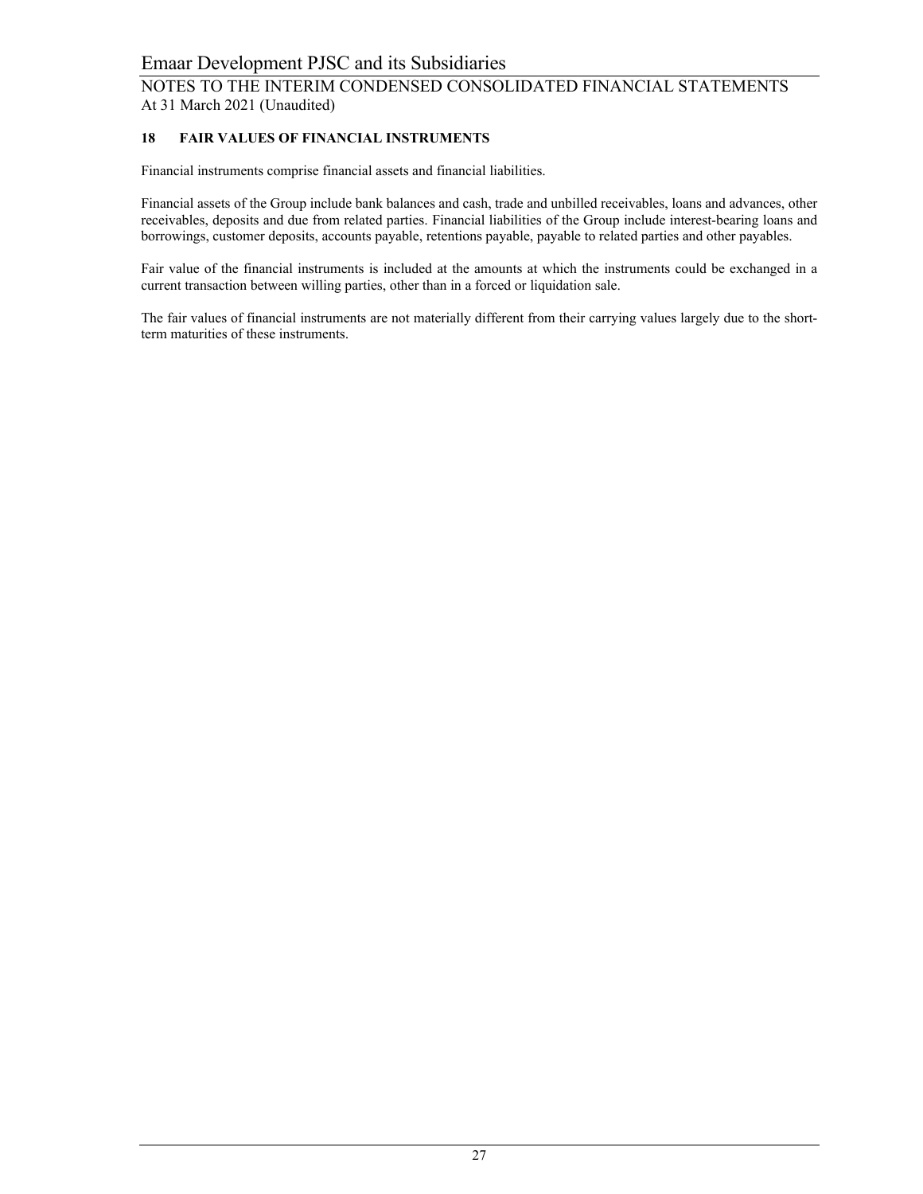## 18 FAIR VALUES OF FINANCIAL INSTRUMENTS

Financial instruments comprise financial assets and financial liabilities.

Financial assets of the Group include bank balances and cash, trade and unbilled receivables, loans and advances, other receivables, deposits and due from related parties. Financial liabilities of the Group include interest-bearing loans and borrowings, customer deposits, accounts payable, retentions payable, payable to related parties and other payables.

Fair value of the financial instruments is included at the amounts at which the instruments could be exchanged in a current transaction between willing parties, other than in a forced or liquidation sale.

The fair values of financial instruments are not materially different from their carrying values largely due to the short-term maturities of these instruments.